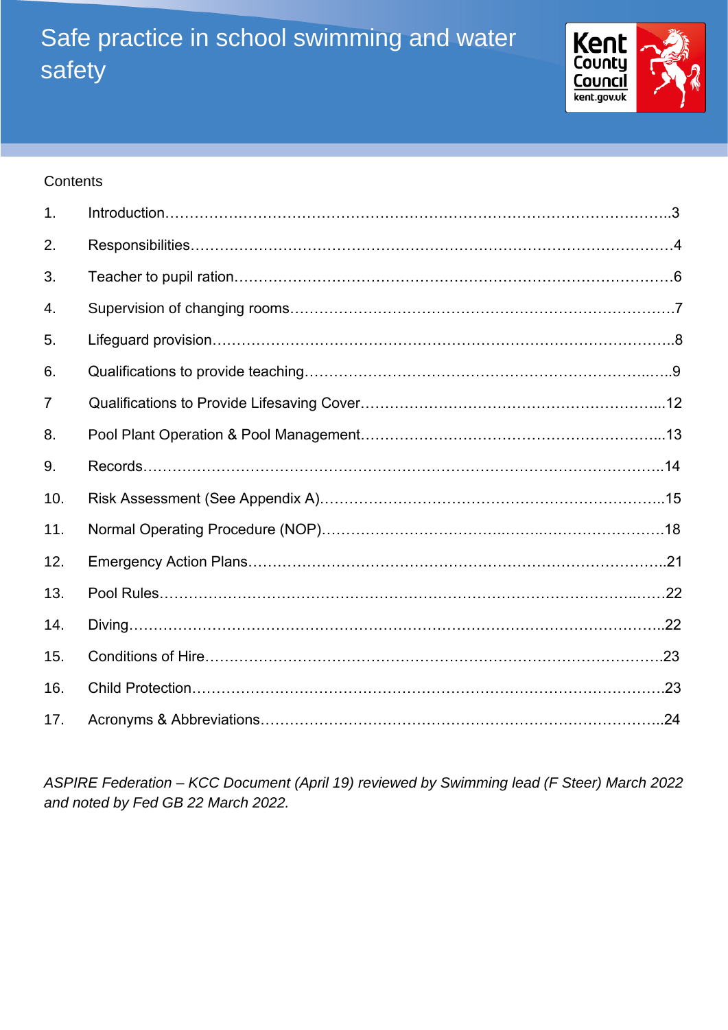# Safe practice in school swimming and water safety

Kent County Council
kent.gov.uk

Contents

| | | |
|---|---|---|
| 1. | Introduction | 3 |
| 2. | Responsibilities | 4 |
| 3. | Teacher to pupil ration | 6 |
| 4. | Supervision of changing rooms | 7 |
| 5. | Lifeguard provision | 8 |
| 6. | Qualifications to provide teaching | 9 |
| 7 | Qualifications to Provide Lifesaving Cover | 12 |
| 8. | Pool Plant Operation & Pool Management | 13 |
| 9. | Records | 14 |
| 10. | Risk Assessment (See Appendix A) | 15 |
| 11. | Normal Operating Procedure (NOP) | 18 |
| 12. | Emergency Action Plans | 21 |
| 13. | Pool Rules | 22 |
| 14. | Diving | 22 |
| 15. | Conditions of Hire | 23 |
| 16. | Child Protection | 23 |
| 17. | Acronyms & Abbreviations | 24 |

*ASPIRE Federation – KCC Document (April 19) reviewed by Swimming lead (F Steer) March 2022 and noted by Fed GB 22 March 2022.*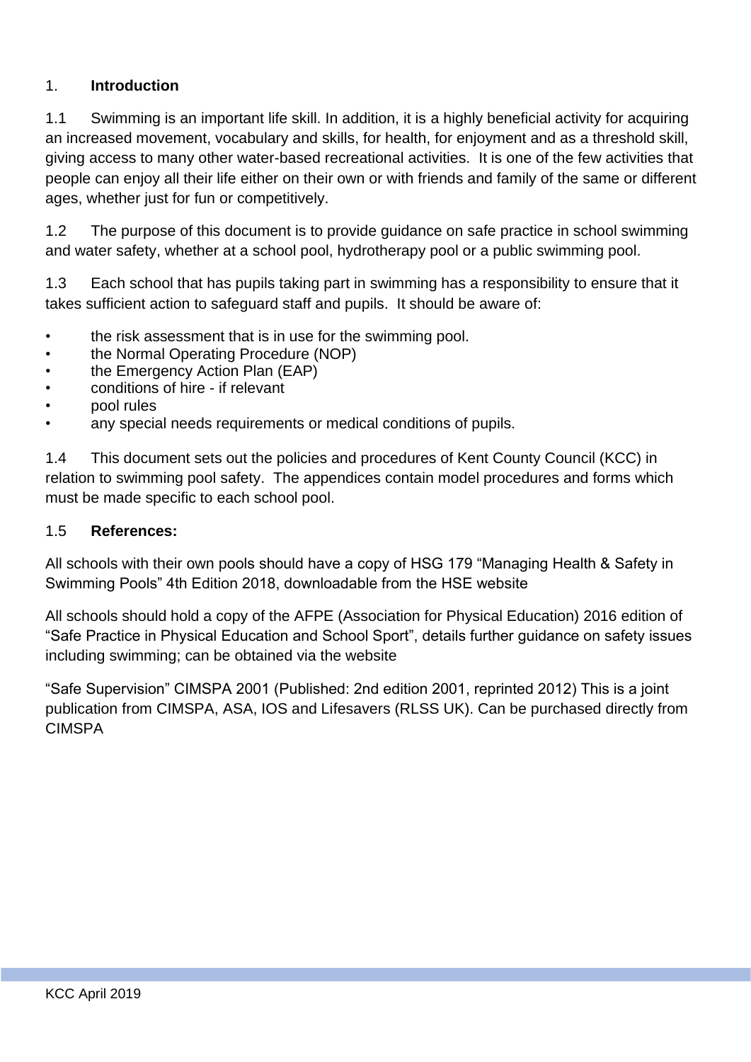## 1. Introduction

1.1 Swimming is an important life skill. In addition, it is a highly beneficial activity for acquiring an increased movement, vocabulary and skills, for health, for enjoyment and as a threshold skill, giving access to many other water-based recreational activities. It is one of the few activities that people can enjoy all their life either on their own or with friends and family of the same or different ages, whether just for fun or competitively.

1.2 The purpose of this document is to provide guidance on safe practice in school swimming and water safety, whether at a school pool, hydrotherapy pool or a public swimming pool.

1.3 Each school that has pupils taking part in swimming has a responsibility to ensure that it takes sufficient action to safeguard staff and pupils. It should be aware of:

- the risk assessment that is in use for the swimming pool.
- the Normal Operating Procedure (NOP)
- the Emergency Action Plan (EAP)
- conditions of hire - if relevant
- pool rules
- any special needs requirements or medical conditions of pupils.

1.4 This document sets out the policies and procedures of Kent County Council (KCC) in relation to swimming pool safety. The appendices contain model procedures and forms which must be made specific to each school pool.

1.5 **References:**

All schools with their own pools should have a copy of HSG 179 “Managing Health & Safety in Swimming Pools” 4th Edition 2018, downloadable from the HSE website

All schools should hold a copy of the AFPE (Association for Physical Education) 2016 edition of “Safe Practice in Physical Education and School Sport”, details further guidance on safety issues including swimming; can be obtained via the website

“Safe Supervision” CIMSPA 2001 (Published: 2nd edition 2001, reprinted 2012) This is a joint publication from CIMSPA, ASA, IOS and Lifesavers (RLSS UK). Can be purchased directly from CIMSPA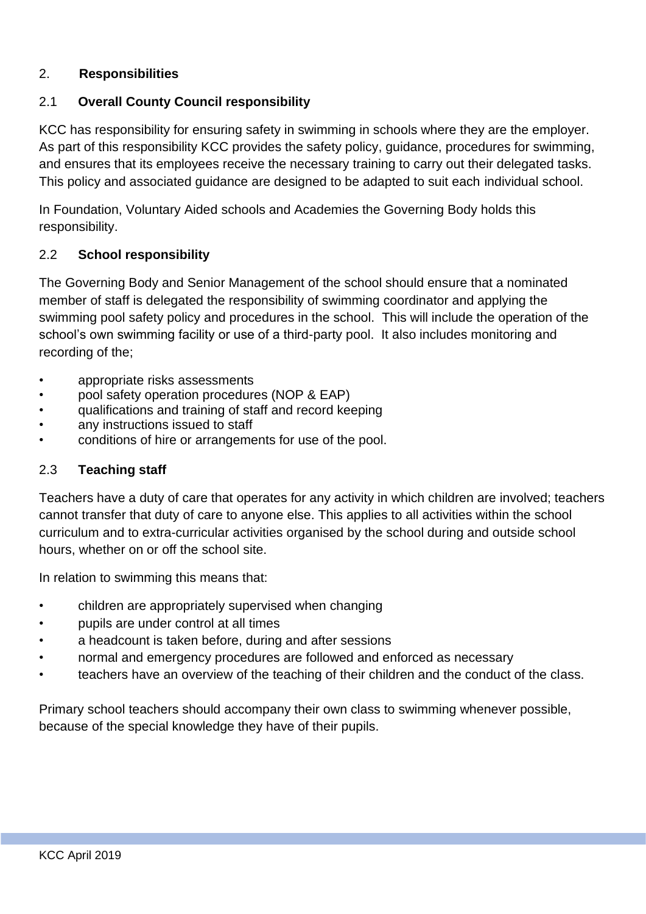## 2. Responsibilities

### 2.1 Overall County Council responsibility

KCC has responsibility for ensuring safety in swimming in schools where they are the employer. As part of this responsibility KCC provides the safety policy, guidance, procedures for swimming, and ensures that its employees receive the necessary training to carry out their delegated tasks. This policy and associated guidance are designed to be adapted to suit each individual school.

In Foundation, Voluntary Aided schools and Academies the Governing Body holds this responsibility.

### 2.2 School responsibility

The Governing Body and Senior Management of the school should ensure that a nominated member of staff is delegated the responsibility of swimming coordinator and applying the swimming pool safety policy and procedures in the school. This will include the operation of the school's own swimming facility or use of a third-party pool. It also includes monitoring and recording of the;

- appropriate risks assessments
- pool safety operation procedures (NOP & EAP)
- qualifications and training of staff and record keeping
- any instructions issued to staff
- conditions of hire or arrangements for use of the pool.

### 2.3 Teaching staff

Teachers have a duty of care that operates for any activity in which children are involved; teachers cannot transfer that duty of care to anyone else. This applies to all activities within the school curriculum and to extra-curricular activities organised by the school during and outside school hours, whether on or off the school site.

In relation to swimming this means that:

- children are appropriately supervised when changing
- pupils are under control at all times
- a headcount is taken before, during and after sessions
- normal and emergency procedures are followed and enforced as necessary
- teachers have an overview of the teaching of their children and the conduct of the class.

Primary school teachers should accompany their own class to swimming whenever possible, because of the special knowledge they have of their pupils.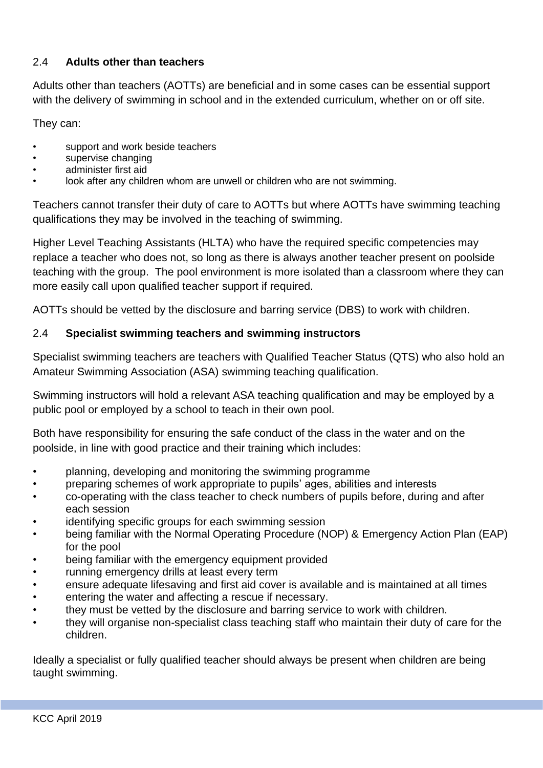## 2.4 **Adults other than teachers**

Adults other than teachers (AOTTs) are beneficial and in some cases can be essential support with the delivery of swimming in school and in the extended curriculum, whether on or off site.

They can:

- support and work beside teachers
- supervise changing
- administer first aid
- look after any children whom are unwell or children who are not swimming.

Teachers cannot transfer their duty of care to AOTTs but where AOTTs have swimming teaching qualifications they may be involved in the teaching of swimming.

Higher Level Teaching Assistants (HLTA) who have the required specific competencies may replace a teacher who does not, so long as there is always another teacher present on poolside teaching with the group. The pool environment is more isolated than a classroom where they can more easily call upon qualified teacher support if required.

AOTTs should be vetted by the disclosure and barring service (DBS) to work with children.

## 2.4 **Specialist swimming teachers and swimming instructors**

Specialist swimming teachers are teachers with Qualified Teacher Status (QTS) who also hold an Amateur Swimming Association (ASA) swimming teaching qualification.

Swimming instructors will hold a relevant ASA teaching qualification and may be employed by a public pool or employed by a school to teach in their own pool.

Both have responsibility for ensuring the safe conduct of the class in the water and on the poolside, in line with good practice and their training which includes:

- planning, developing and monitoring the swimming programme
- preparing schemes of work appropriate to pupils' ages, abilities and interests
- co-operating with the class teacher to check numbers of pupils before, during and after each session
- identifying specific groups for each swimming session
- being familiar with the Normal Operating Procedure (NOP) & Emergency Action Plan (EAP) for the pool
- being familiar with the emergency equipment provided
- running emergency drills at least every term
- ensure adequate lifesaving and first aid cover is available and is maintained at all times
- entering the water and affecting a rescue if necessary.
- they must be vetted by the disclosure and barring service to work with children.
- they will organise non-specialist class teaching staff who maintain their duty of care for the children.

Ideally a specialist or fully qualified teacher should always be present when children are being taught swimming.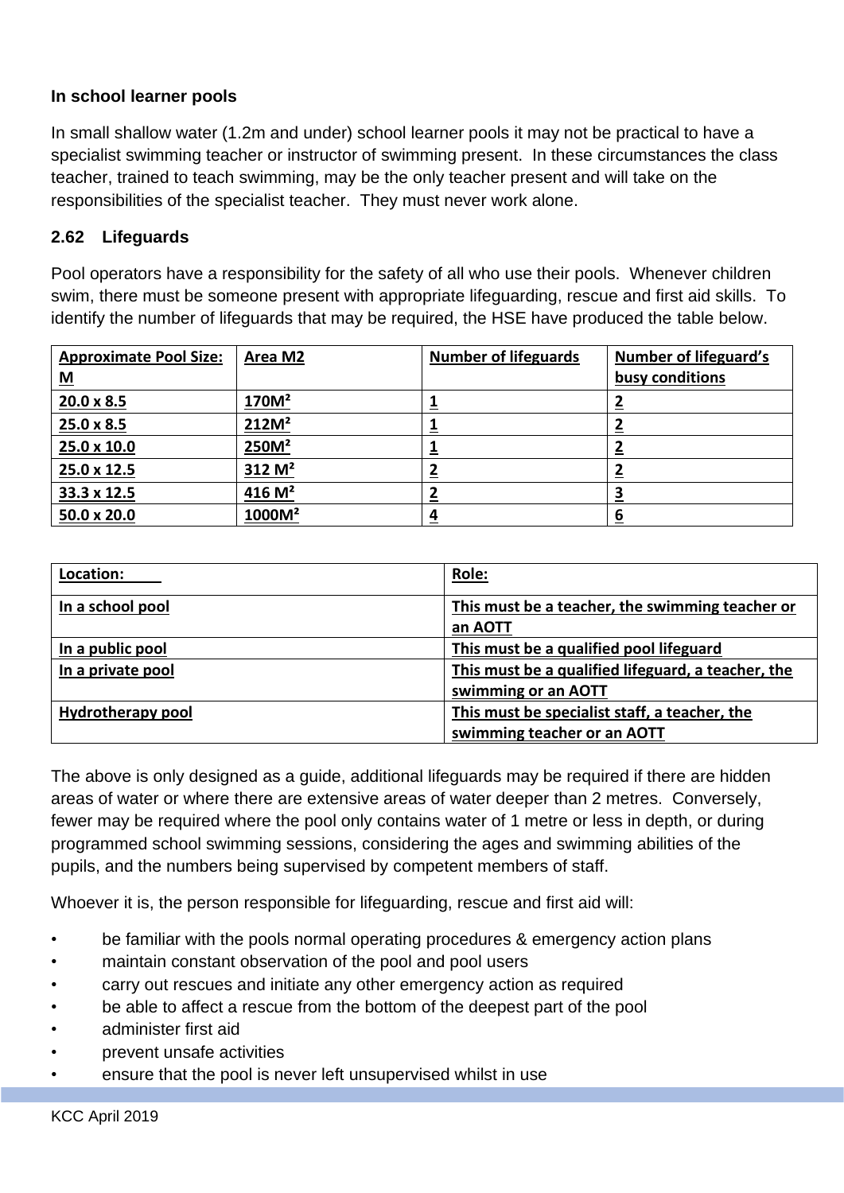**In school learner pools**

In small shallow water (1.2m and under) school learner pools it may not be practical to have a specialist swimming teacher or instructor of swimming present. In these circumstances the class teacher, trained to teach swimming, may be the only teacher present and will take on the responsibilities of the specialist teacher. They must never work alone.

### 2.62 Lifeguards

Pool operators have a responsibility for the safety of all who use their pools. Whenever children swim, there must be someone present with appropriate lifeguarding, rescue and first aid skills. To identify the number of lifeguards that may be required, the HSE have produced the table below.

| Approximate Pool Size: M | Area M2 | Number of lifeguards | Number of lifeguard's busy conditions |
|---|---|---|---|
| 20.0 x 8.5 | 170M² | 1 | 2 |
| 25.0 x 8.5 | 212M² | 1 | 2 |
| 25.0 x 10.0 | 250M² | 1 | 2 |
| 25.0 x 12.5 | 312 M² | 2 | 2 |
| 33.3 x 12.5 | 416 M² | 2 | 3 |
| 50.0 x 20.0 | 1000M² | 4 | 6 |

| Location: | Role: |
|---|---|
| In a school pool | This must be a teacher, the swimming teacher or an AOTT |
| In a public pool | This must be a qualified pool lifeguard |
| In a private pool | This must be a qualified lifeguard, a teacher, the swimming or an AOTT |
| Hydrotherapy pool | This must be specialist staff, a teacher, the swimming teacher or an AOTT |

The above is only designed as a guide, additional lifeguards may be required if there are hidden areas of water or where there are extensive areas of water deeper than 2 metres. Conversely, fewer may be required where the pool only contains water of 1 metre or less in depth, or during programmed school swimming sessions, considering the ages and swimming abilities of the pupils, and the numbers being supervised by competent members of staff.

Whoever it is, the person responsible for lifeguarding, rescue and first aid will:

- be familiar with the pools normal operating procedures & emergency action plans
- maintain constant observation of the pool and pool users
- carry out rescues and initiate any other emergency action as required
- be able to affect a rescue from the bottom of the deepest part of the pool
- administer first aid
- prevent unsafe activities
- ensure that the pool is never left unsupervised whilst in use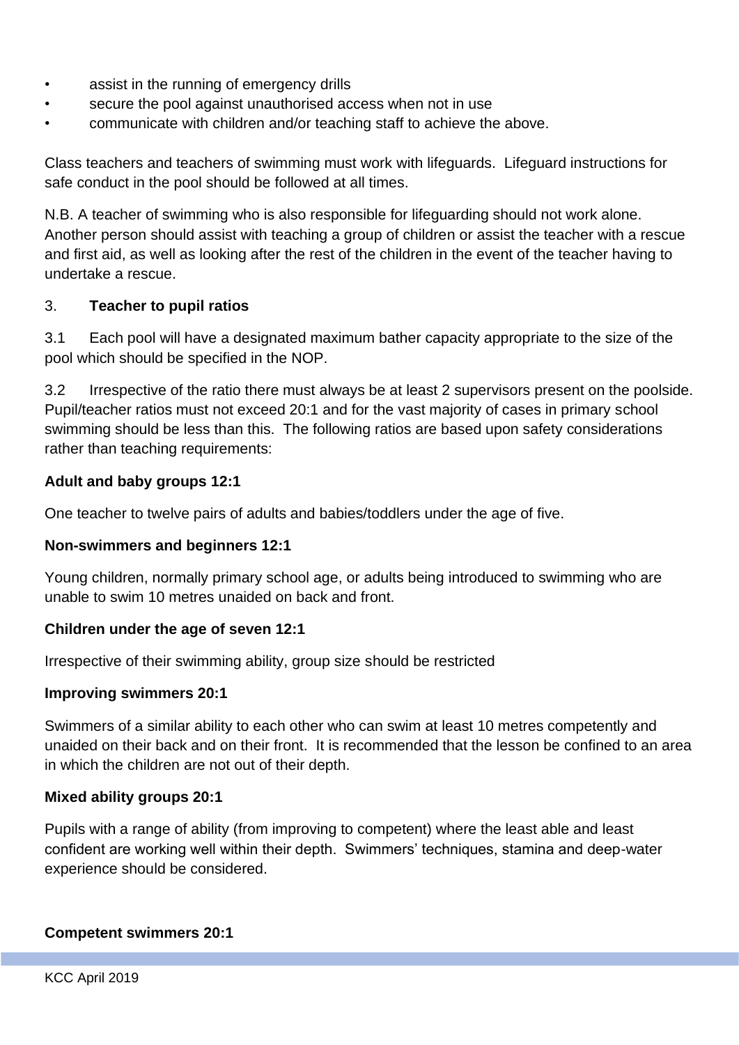- assist in the running of emergency drills
- secure the pool against unauthorised access when not in use
- communicate with children and/or teaching staff to achieve the above.

Class teachers and teachers of swimming must work with lifeguards. Lifeguard instructions for safe conduct in the pool should be followed at all times.

N.B. A teacher of swimming who is also responsible for lifeguarding should not work alone. Another person should assist with teaching a group of children or assist the teacher with a rescue and first aid, as well as looking after the rest of the children in the event of the teacher having to undertake a rescue.

## 3. **Teacher to pupil ratios**

3.1 Each pool will have a designated maximum bather capacity appropriate to the size of the pool which should be specified in the NOP.

3.2 Irrespective of the ratio there must always be at least 2 supervisors present on the poolside. Pupil/teacher ratios must not exceed 20:1 and for the vast majority of cases in primary school swimming should be less than this. The following ratios are based upon safety considerations rather than teaching requirements:

**Adult and baby groups 12:1**

One teacher to twelve pairs of adults and babies/toddlers under the age of five.

**Non-swimmers and beginners 12:1**

Young children, normally primary school age, or adults being introduced to swimming who are unable to swim 10 metres unaided on back and front.

**Children under the age of seven 12:1**

Irrespective of their swimming ability, group size should be restricted

**Improving swimmers 20:1**

Swimmers of a similar ability to each other who can swim at least 10 metres competently and unaided on their back and on their front. It is recommended that the lesson be confined to an area in which the children are not out of their depth.

**Mixed ability groups 20:1**

Pupils with a range of ability (from improving to competent) where the least able and least confident are working well within their depth. Swimmers' techniques, stamina and deep-water experience should be considered.

**Competent swimmers 20:1**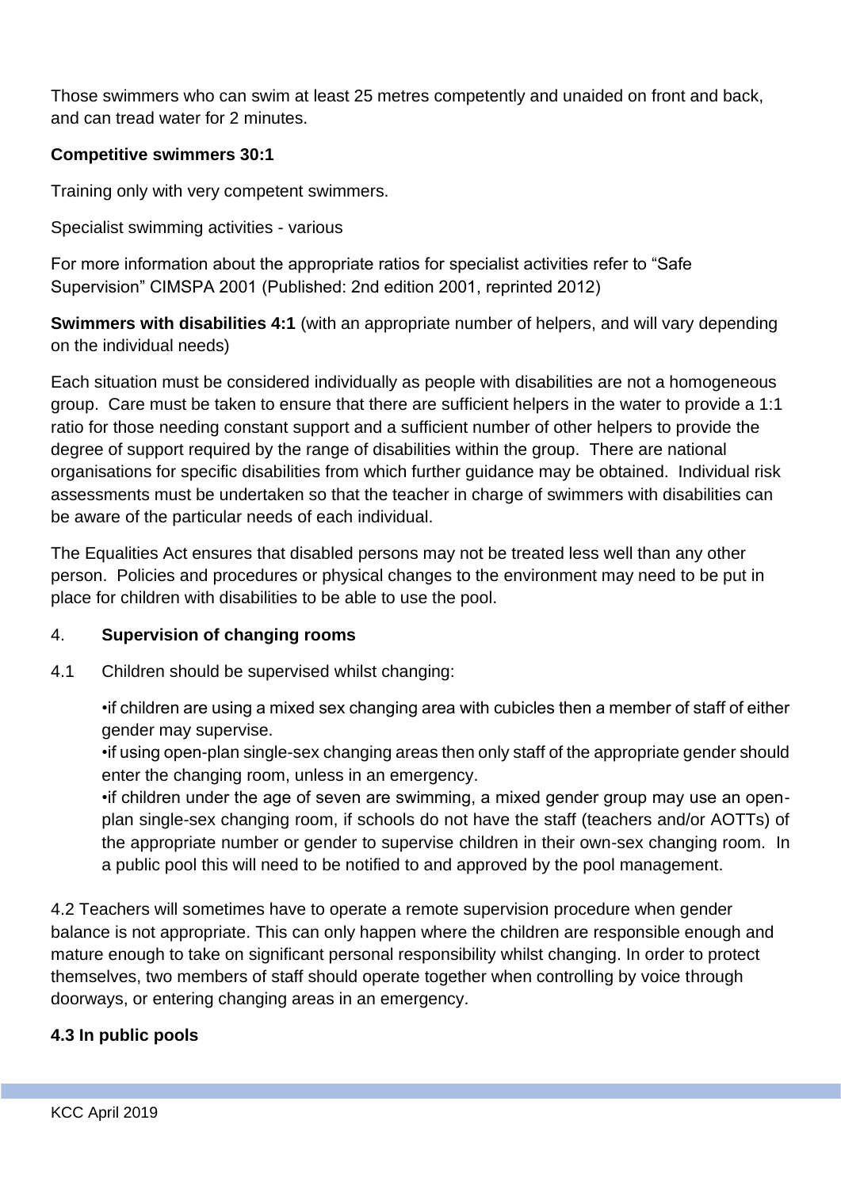Those swimmers who can swim at least 25 metres competently and unaided on front and back, and can tread water for 2 minutes.

**Competitive swimmers 30:1**

Training only with very competent swimmers.

Specialist swimming activities - various

For more information about the appropriate ratios for specialist activities refer to "Safe Supervision" CIMSPA 2001 (Published: 2nd edition 2001, reprinted 2012)

**Swimmers with disabilities 4:1** (with an appropriate number of helpers, and will vary depending on the individual needs)

Each situation must be considered individually as people with disabilities are not a homogeneous group. Care must be taken to ensure that there are sufficient helpers in the water to provide a 1:1 ratio for those needing constant support and a sufficient number of other helpers to provide the degree of support required by the range of disabilities within the group. There are national organisations for specific disabilities from which further guidance may be obtained. Individual risk assessments must be undertaken so that the teacher in charge of swimmers with disabilities can be aware of the particular needs of each individual.

The Equalities Act ensures that disabled persons may not be treated less well than any other person. Policies and procedures or physical changes to the environment may need to be put in place for children with disabilities to be able to use the pool.

## 4. **Supervision of changing rooms**

4.1 Children should be supervised whilst changing:

- if children are using a mixed sex changing area with cubicles then a member of staff of either gender may supervise.
- if using open-plan single-sex changing areas then only staff of the appropriate gender should enter the changing room, unless in an emergency.
- if children under the age of seven are swimming, a mixed gender group may use an open-plan single-sex changing room, if schools do not have the staff (teachers and/or AOTTs) of the appropriate number or gender to supervise children in their own-sex changing room. In a public pool this will need to be notified to and approved by the pool management.

4.2 Teachers will sometimes have to operate a remote supervision procedure when gender balance is not appropriate. This can only happen where the children are responsible enough and mature enough to take on significant personal responsibility whilst changing. In order to protect themselves, two members of staff should operate together when controlling by voice through doorways, or entering changing areas in an emergency.

**4.3 In public pools**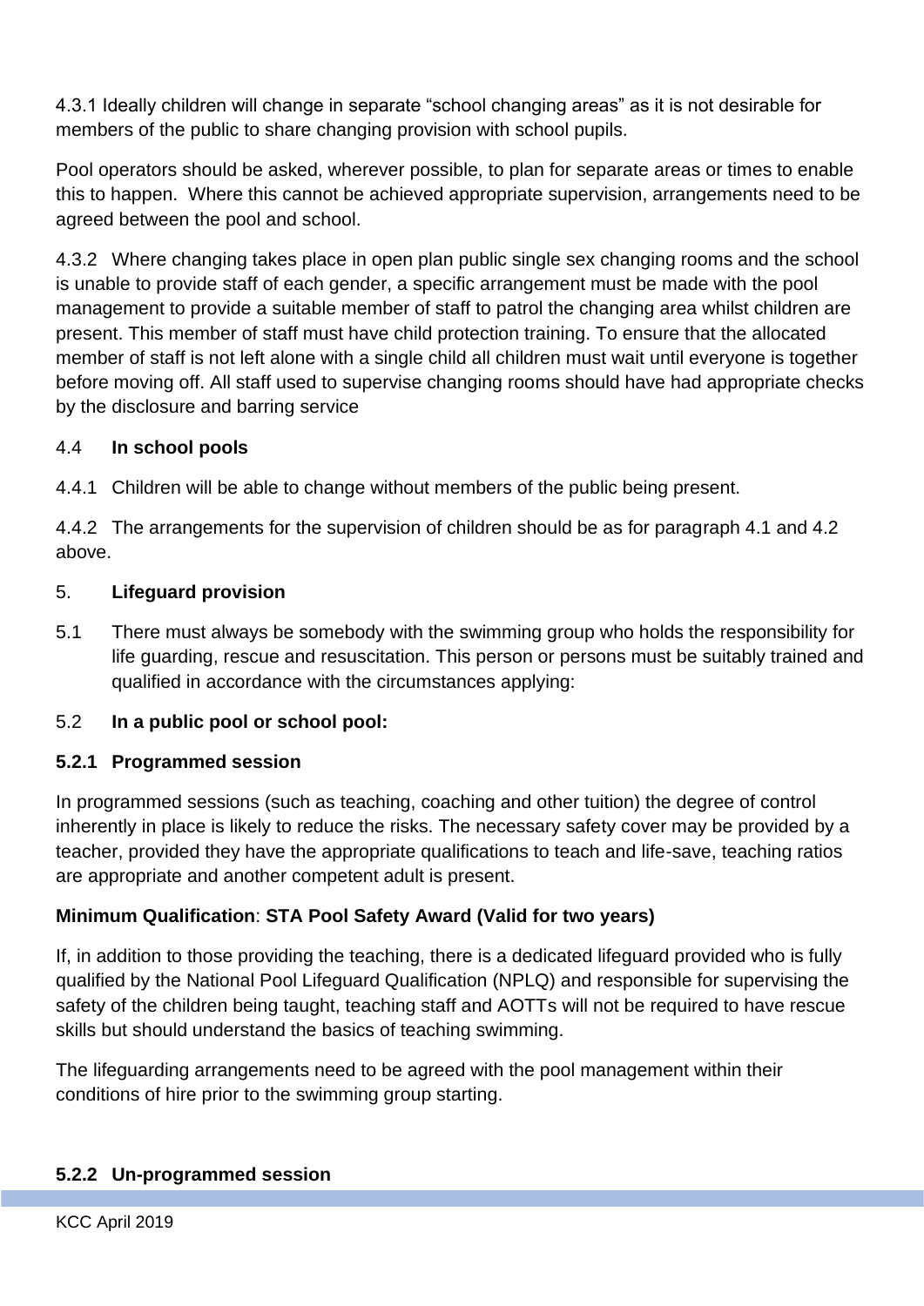4.3.1 Ideally children will change in separate "school changing areas" as it is not desirable for members of the public to share changing provision with school pupils.

Pool operators should be asked, wherever possible, to plan for separate areas or times to enable this to happen. Where this cannot be achieved appropriate supervision, arrangements need to be agreed between the pool and school.

4.3.2 Where changing takes place in open plan public single sex changing rooms and the school is unable to provide staff of each gender, a specific arrangement must be made with the pool management to provide a suitable member of staff to patrol the changing area whilst children are present. This member of staff must have child protection training. To ensure that the allocated member of staff is not left alone with a single child all children must wait until everyone is together before moving off. All staff used to supervise changing rooms should have had appropriate checks by the disclosure and barring service

### 4.4 In school pools

4.4.1 Children will be able to change without members of the public being present.

4.4.2 The arrangements for the supervision of children should be as for paragraph 4.1 and 4.2 above.

## 5. Lifeguard provision

5.1 There must always be somebody with the swimming group who holds the responsibility for life guarding, rescue and resuscitation. This person or persons must be suitably trained and qualified in accordance with the circumstances applying:

### 5.2 In a public pool or school pool:

#### 5.2.1 Programmed session

In programmed sessions (such as teaching, coaching and other tuition) the degree of control inherently in place is likely to reduce the risks. The necessary safety cover may be provided by a teacher, provided they have the appropriate qualifications to teach and life-save, teaching ratios are appropriate and another competent adult is present.

**Minimum Qualification**: **STA Pool Safety Award (Valid for two years)**

If, in addition to those providing the teaching, there is a dedicated lifeguard provided who is fully qualified by the National Pool Lifeguard Qualification (NPLQ) and responsible for supervising the safety of the children being taught, teaching staff and AOTTs will not be required to have rescue skills but should understand the basics of teaching swimming.

The lifeguarding arrangements need to be agreed with the pool management within their conditions of hire prior to the swimming group starting.

#### 5.2.2 Un-programmed session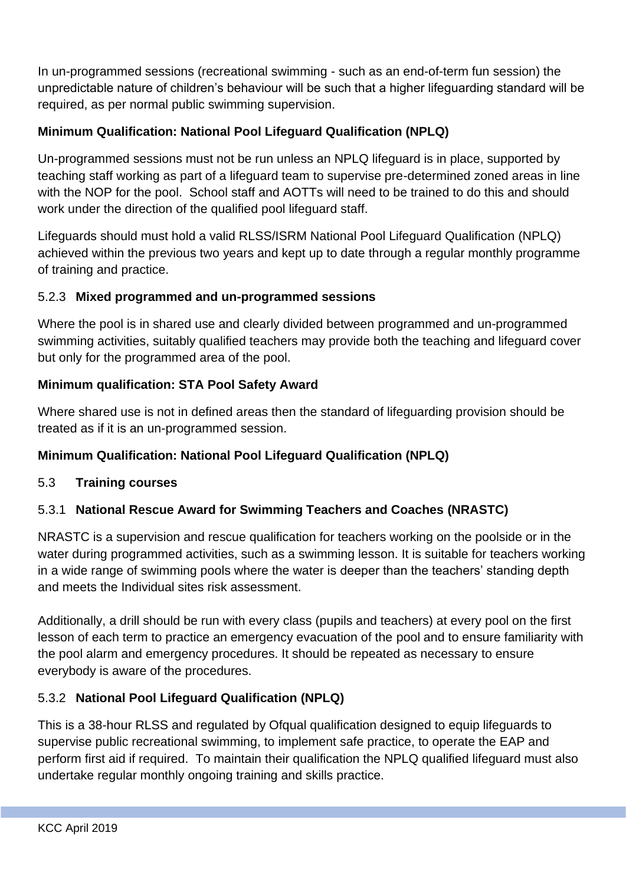In un-programmed sessions (recreational swimming - such as an end-of-term fun session) the unpredictable nature of children's behaviour will be such that a higher lifeguarding standard will be required, as per normal public swimming supervision.

**Minimum Qualification: National Pool Lifeguard Qualification (NPLQ)**

Un-programmed sessions must not be run unless an NPLQ lifeguard is in place, supported by teaching staff working as part of a lifeguard team to supervise pre-determined zoned areas in line with the NOP for the pool. School staff and AOTTs will need to be trained to do this and should work under the direction of the qualified pool lifeguard staff.

Lifeguards should must hold a valid RLSS/ISRM National Pool Lifeguard Qualification (NPLQ) achieved within the previous two years and kept up to date through a regular monthly programme of training and practice.

### 5.2.3 Mixed programmed and un-programmed sessions

Where the pool is in shared use and clearly divided between programmed and un-programmed swimming activities, suitably qualified teachers may provide both the teaching and lifeguard cover but only for the programmed area of the pool.

**Minimum qualification: STA Pool Safety Award**

Where shared use is not in defined areas then the standard of lifeguarding provision should be treated as if it is an un-programmed session.

**Minimum Qualification: National Pool Lifeguard Qualification (NPLQ)**

## 5.3 Training courses

### 5.3.1 National Rescue Award for Swimming Teachers and Coaches (NRASTC)

NRASTC is a supervision and rescue qualification for teachers working on the poolside or in the water during programmed activities, such as a swimming lesson. It is suitable for teachers working in a wide range of swimming pools where the water is deeper than the teachers' standing depth and meets the Individual sites risk assessment.

Additionally, a drill should be run with every class (pupils and teachers) at every pool on the first lesson of each term to practice an emergency evacuation of the pool and to ensure familiarity with the pool alarm and emergency procedures. It should be repeated as necessary to ensure everybody is aware of the procedures.

### 5.3.2 National Pool Lifeguard Qualification (NPLQ)

This is a 38-hour RLSS and regulated by Ofqual qualification designed to equip lifeguards to supervise public recreational swimming, to implement safe practice, to operate the EAP and perform first aid if required. To maintain their qualification the NPLQ qualified lifeguard must also undertake regular monthly ongoing training and skills practice.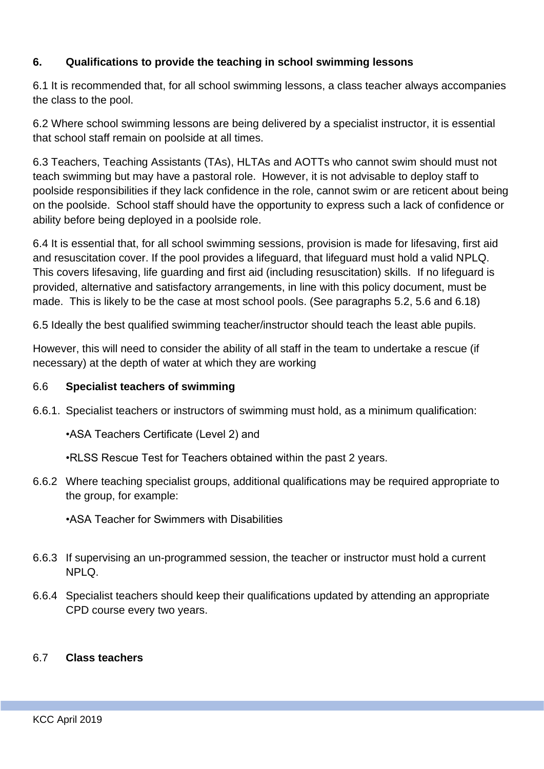## 6. Qualifications to provide the teaching in school swimming lessons

6.1 It is recommended that, for all school swimming lessons, a class teacher always accompanies the class to the pool.

6.2 Where school swimming lessons are being delivered by a specialist instructor, it is essential that school staff remain on poolside at all times.

6.3 Teachers, Teaching Assistants (TAs), HLTAs and AOTTs who cannot swim should must not teach swimming but may have a pastoral role. However, it is not advisable to deploy staff to poolside responsibilities if they lack confidence in the role, cannot swim or are reticent about being on the poolside. School staff should have the opportunity to express such a lack of confidence or ability before being deployed in a poolside role.

6.4 It is essential that, for all school swimming sessions, provision is made for lifesaving, first aid and resuscitation cover. If the pool provides a lifeguard, that lifeguard must hold a valid NPLQ. This covers lifesaving, life guarding and first aid (including resuscitation) skills. If no lifeguard is provided, alternative and satisfactory arrangements, in line with this policy document, must be made. This is likely to be the case at most school pools. (See paragraphs 5.2, 5.6 and 6.18)

6.5 Ideally the best qualified swimming teacher/instructor should teach the least able pupils.

However, this will need to consider the ability of all staff in the team to undertake a rescue (if necessary) at the depth of water at which they are working

### 6.6 Specialist teachers of swimming

6.6.1. Specialist teachers or instructors of swimming must hold, as a minimum qualification:

- ASA Teachers Certificate (Level 2) and
- RLSS Rescue Test for Teachers obtained within the past 2 years.

6.6.2 Where teaching specialist groups, additional qualifications may be required appropriate to the group, for example:

- ASA Teacher for Swimmers with Disabilities

6.6.3 If supervising an un-programmed session, the teacher or instructor must hold a current NPLQ.

6.6.4 Specialist teachers should keep their qualifications updated by attending an appropriate CPD course every two years.

### 6.7 Class teachers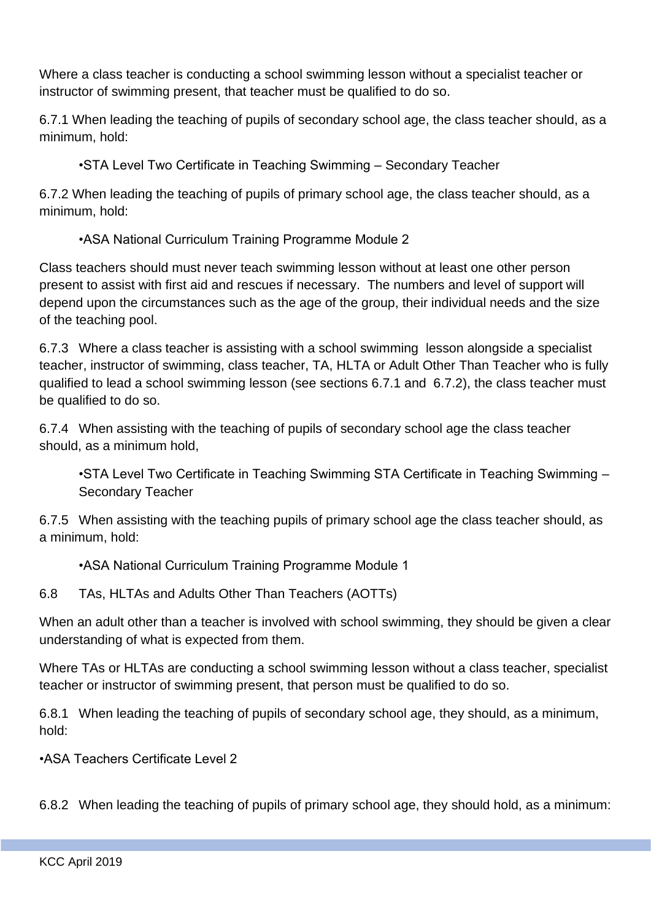Where a class teacher is conducting a school swimming lesson without a specialist teacher or instructor of swimming present, that teacher must be qualified to do so.

6.7.1 When leading the teaching of pupils of secondary school age, the class teacher should, as a minimum, hold:

- STA Level Two Certificate in Teaching Swimming – Secondary Teacher

6.7.2 When leading the teaching of pupils of primary school age, the class teacher should, as a minimum, hold:

- ASA National Curriculum Training Programme Module 2

Class teachers should must never teach swimming lesson without at least one other person present to assist with first aid and rescues if necessary. The numbers and level of support will depend upon the circumstances such as the age of the group, their individual needs and the size of the teaching pool.

6.7.3 Where a class teacher is assisting with a school swimming lesson alongside a specialist teacher, instructor of swimming, class teacher, TA, HLTA or Adult Other Than Teacher who is fully qualified to lead a school swimming lesson (see sections 6.7.1 and 6.7.2), the class teacher must be qualified to do so.

6.7.4 When assisting with the teaching of pupils of secondary school age the class teacher should, as a minimum hold,

- STA Level Two Certificate in Teaching Swimming STA Certificate in Teaching Swimming – Secondary Teacher

6.7.5 When assisting with the teaching pupils of primary school age the class teacher should, as a minimum, hold:

- ASA National Curriculum Training Programme Module 1

## 6.8 TAs, HLTAs and Adults Other Than Teachers (AOTTs)

When an adult other than a teacher is involved with school swimming, they should be given a clear understanding of what is expected from them.

Where TAs or HLTAs are conducting a school swimming lesson without a class teacher, specialist teacher or instructor of swimming present, that person must be qualified to do so.

6.8.1 When leading the teaching of pupils of secondary school age, they should, as a minimum, hold:

- ASA Teachers Certificate Level 2

6.8.2 When leading the teaching of pupils of primary school age, they should hold, as a minimum: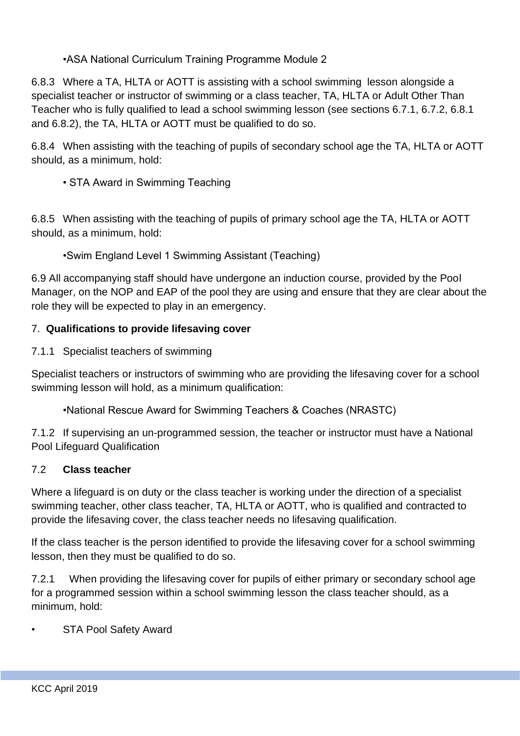•ASA National Curriculum Training Programme Module 2

6.8.3 Where a TA, HLTA or AOTT is assisting with a school swimming lesson alongside a specialist teacher or instructor of swimming or a class teacher, TA, HLTA or Adult Other Than Teacher who is fully qualified to lead a school swimming lesson (see sections 6.7.1, 6.7.2, 6.8.1 and 6.8.2), the TA, HLTA or AOTT must be qualified to do so.

6.8.4 When assisting with the teaching of pupils of secondary school age the TA, HLTA or AOTT should, as a minimum, hold:

• STA Award in Swimming Teaching

6.8.5 When assisting with the teaching of pupils of primary school age the TA, HLTA or AOTT should, as a minimum, hold:

•Swim England Level 1 Swimming Assistant (Teaching)

6.9 All accompanying staff should have undergone an induction course, provided by the Pool Manager, on the NOP and EAP of the pool they are using and ensure that they are clear about the role they will be expected to play in an emergency.

## 7. Qualifications to provide lifesaving cover

7.1.1 Specialist teachers of swimming

Specialist teachers or instructors of swimming who are providing the lifesaving cover for a school swimming lesson will hold, as a minimum qualification:

•National Rescue Award for Swimming Teachers & Coaches (NRASTC)

7.1.2 If supervising an un-programmed session, the teacher or instructor must have a National Pool Lifeguard Qualification

### 7.2 Class teacher

Where a lifeguard is on duty or the class teacher is working under the direction of a specialist swimming teacher, other class teacher, TA, HLTA or AOTT, who is qualified and contracted to provide the lifesaving cover, the class teacher needs no lifesaving qualification.

If the class teacher is the person identified to provide the lifesaving cover for a school swimming lesson, then they must be qualified to do so.

7.2.1 When providing the lifesaving cover for pupils of either primary or secondary school age for a programmed session within a school swimming lesson the class teacher should, as a minimum, hold:

- STA Pool Safety Award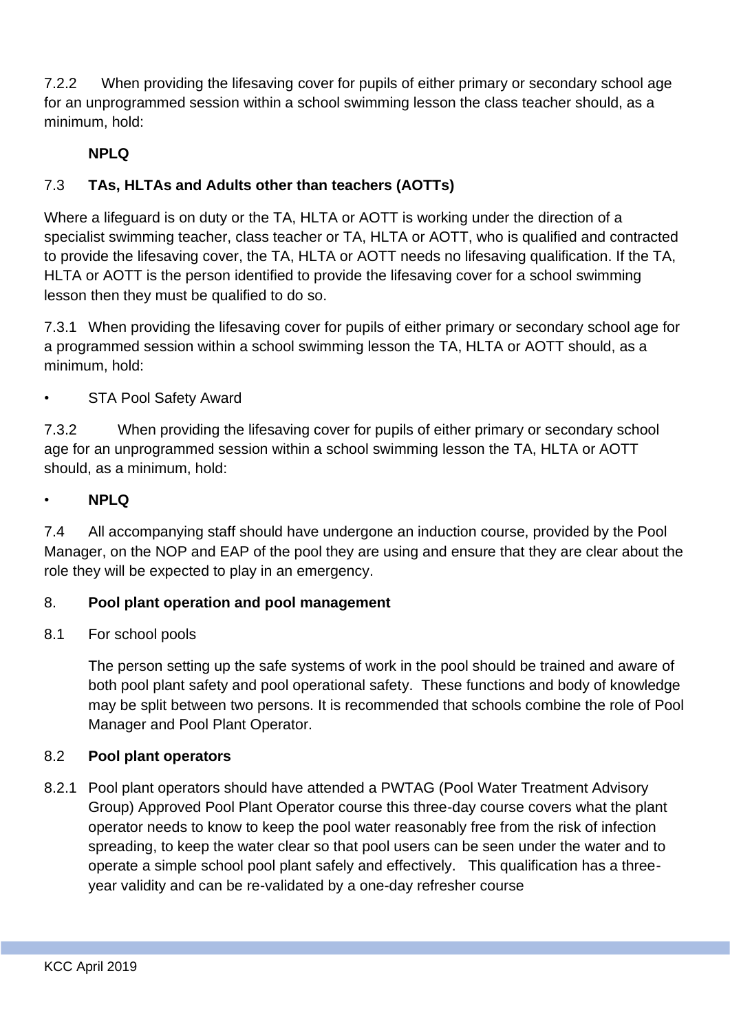7.2.2 When providing the lifesaving cover for pupils of either primary or secondary school age for an unprogrammed session within a school swimming lesson the class teacher should, as a minimum, hold:

**NPLQ**

7.3 **TAs, HLTAs and Adults other than teachers (AOTTs)**

Where a lifeguard is on duty or the TA, HLTA or AOTT is working under the direction of a specialist swimming teacher, class teacher or TA, HLTA or AOTT, who is qualified and contracted to provide the lifesaving cover, the TA, HLTA or AOTT needs no lifesaving qualification. If the TA, HLTA or AOTT is the person identified to provide the lifesaving cover for a school swimming lesson then they must be qualified to do so.

7.3.1 When providing the lifesaving cover for pupils of either primary or secondary school age for a programmed session within a school swimming lesson the TA, HLTA or AOTT should, as a minimum, hold:

- STA Pool Safety Award

7.3.2 When providing the lifesaving cover for pupils of either primary or secondary school age for an unprogrammed session within a school swimming lesson the TA, HLTA or AOTT should, as a minimum, hold:

- **NPLQ**

7.4 All accompanying staff should have undergone an induction course, provided by the Pool Manager, on the NOP and EAP of the pool they are using and ensure that they are clear about the role they will be expected to play in an emergency.

8. **Pool plant operation and pool management**

8.1 For school pools

The person setting up the safe systems of work in the pool should be trained and aware of both pool plant safety and pool operational safety. These functions and body of knowledge may be split between two persons. It is recommended that schools combine the role of Pool Manager and Pool Plant Operator.

8.2 **Pool plant operators**

8.2.1 Pool plant operators should have attended a PWTAG (Pool Water Treatment Advisory Group) Approved Pool Plant Operator course this three-day course covers what the plant operator needs to know to keep the pool water reasonably free from the risk of infection spreading, to keep the water clear so that pool users can be seen under the water and to operate a simple school pool plant safely and effectively. This qualification has a three-year validity and can be re-validated by a one-day refresher course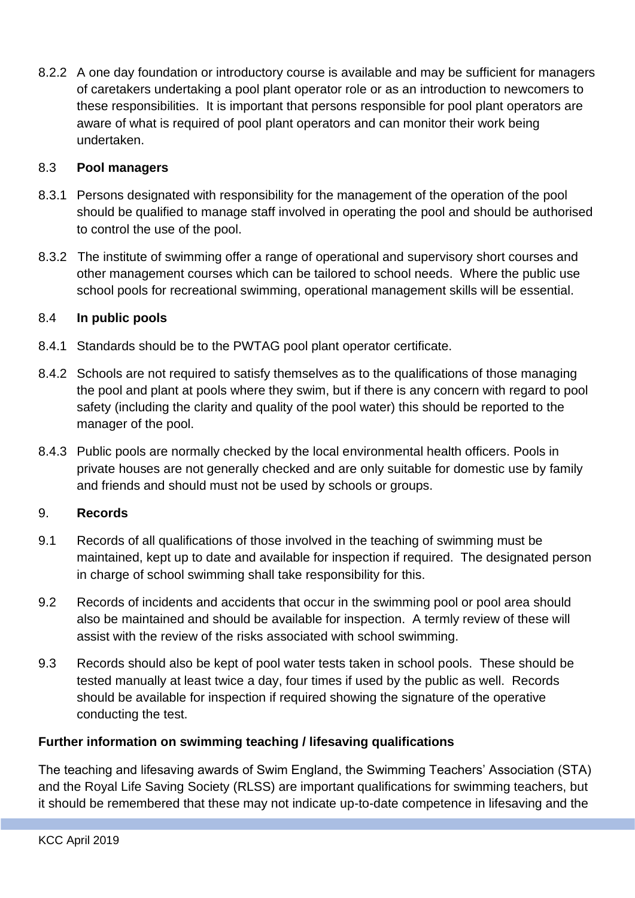8.2.2 A one day foundation or introductory course is available and may be sufficient for managers of caretakers undertaking a pool plant operator role or as an introduction to newcomers to these responsibilities. It is important that persons responsible for pool plant operators are aware of what is required of pool plant operators and can monitor their work being undertaken.

8.3 **Pool managers**

8.3.1 Persons designated with responsibility for the management of the operation of the pool should be qualified to manage staff involved in operating the pool and should be authorised to control the use of the pool.

8.3.2 The institute of swimming offer a range of operational and supervisory short courses and other management courses which can be tailored to school needs. Where the public use school pools for recreational swimming, operational management skills will be essential.

8.4 **In public pools**

8.4.1 Standards should be to the PWTAG pool plant operator certificate.

8.4.2 Schools are not required to satisfy themselves as to the qualifications of those managing the pool and plant at pools where they swim, but if there is any concern with regard to pool safety (including the clarity and quality of the pool water) this should be reported to the manager of the pool.

8.4.3 Public pools are normally checked by the local environmental health officers. Pools in private houses are not generally checked and are only suitable for domestic use by family and friends and should must not be used by schools or groups.

9. **Records**

9.1 Records of all qualifications of those involved in the teaching of swimming must be maintained, kept up to date and available for inspection if required. The designated person in charge of school swimming shall take responsibility for this.

9.2 Records of incidents and accidents that occur in the swimming pool or pool area should also be maintained and should be available for inspection. A termly review of these will assist with the review of the risks associated with school swimming.

9.3 Records should also be kept of pool water tests taken in school pools. These should be tested manually at least twice a day, four times if used by the public as well. Records should be available for inspection if required showing the signature of the operative conducting the test.

**Further information on swimming teaching / lifesaving qualifications**

The teaching and lifesaving awards of Swim England, the Swimming Teachers' Association (STA) and the Royal Life Saving Society (RLSS) are important qualifications for swimming teachers, but it should be remembered that these may not indicate up-to-date competence in lifesaving and the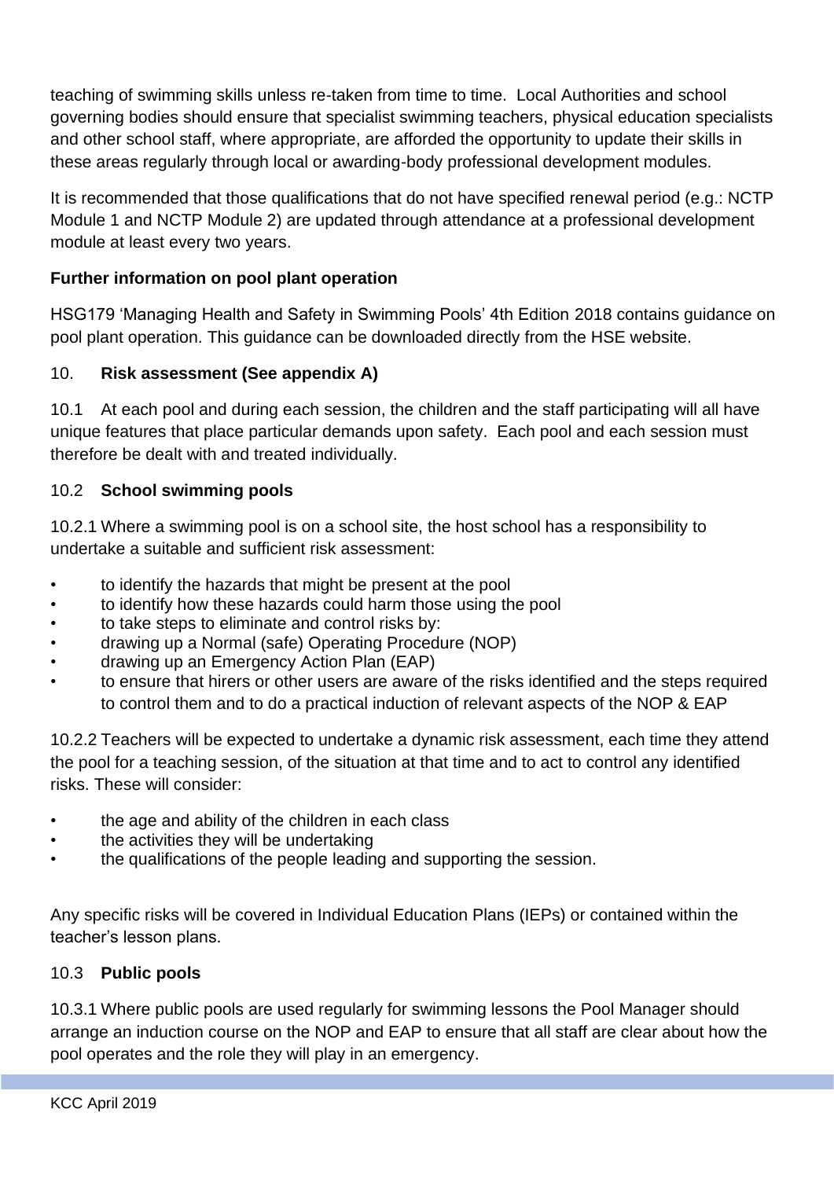teaching of swimming skills unless re-taken from time to time. Local Authorities and school governing bodies should ensure that specialist swimming teachers, physical education specialists and other school staff, where appropriate, are afforded the opportunity to update their skills in these areas regularly through local or awarding-body professional development modules.

It is recommended that those qualifications that do not have specified renewal period (e.g.: NCTP Module 1 and NCTP Module 2) are updated through attendance at a professional development module at least every two years.

**Further information on pool plant operation**

HSG179 'Managing Health and Safety in Swimming Pools' 4th Edition 2018 contains guidance on pool plant operation. This guidance can be downloaded directly from the HSE website.

## 10. Risk assessment (See appendix A)

10.1 At each pool and during each session, the children and the staff participating will all have unique features that place particular demands upon safety. Each pool and each session must therefore be dealt with and treated individually.

### 10.2 School swimming pools

10.2.1 Where a swimming pool is on a school site, the host school has a responsibility to undertake a suitable and sufficient risk assessment:

- to identify the hazards that might be present at the pool
- to identify how these hazards could harm those using the pool
- to take steps to eliminate and control risks by:
- drawing up a Normal (safe) Operating Procedure (NOP)
- drawing up an Emergency Action Plan (EAP)
- to ensure that hirers or other users are aware of the risks identified and the steps required to control them and to do a practical induction of relevant aspects of the NOP & EAP

10.2.2 Teachers will be expected to undertake a dynamic risk assessment, each time they attend the pool for a teaching session, of the situation at that time and to act to control any identified risks. These will consider:

- the age and ability of the children in each class
- the activities they will be undertaking
- the qualifications of the people leading and supporting the session.

Any specific risks will be covered in Individual Education Plans (IEPs) or contained within the teacher's lesson plans.

### 10.3 Public pools

10.3.1 Where public pools are used regularly for swimming lessons the Pool Manager should arrange an induction course on the NOP and EAP to ensure that all staff are clear about how the pool operates and the role they will play in an emergency.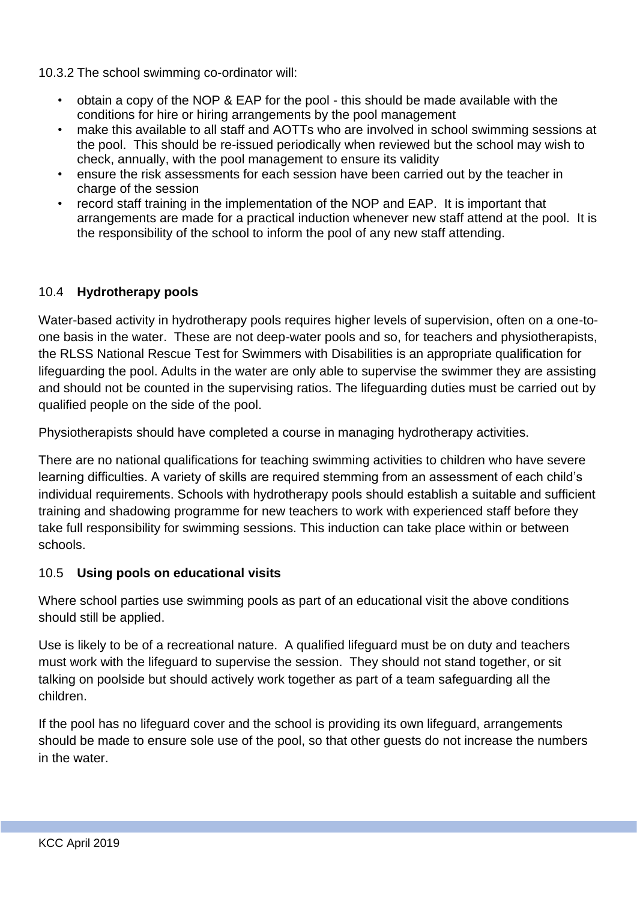10.3.2 The school swimming co-ordinator will:

- obtain a copy of the NOP & EAP for the pool - this should be made available with the conditions for hire or hiring arrangements by the pool management
- make this available to all staff and AOTTs who are involved in school swimming sessions at the pool. This should be re-issued periodically when reviewed but the school may wish to check, annually, with the pool management to ensure its validity
- ensure the risk assessments for each session have been carried out by the teacher in charge of the session
- record staff training in the implementation of the NOP and EAP. It is important that arrangements are made for a practical induction whenever new staff attend at the pool. It is the responsibility of the school to inform the pool of any new staff attending.

### 10.4 **Hydrotherapy pools**

Water-based activity in hydrotherapy pools requires higher levels of supervision, often on a one-to-one basis in the water. These are not deep-water pools and so, for teachers and physiotherapists, the RLSS National Rescue Test for Swimmers with Disabilities is an appropriate qualification for lifeguarding the pool. Adults in the water are only able to supervise the swimmer they are assisting and should not be counted in the supervising ratios. The lifeguarding duties must be carried out by qualified people on the side of the pool.

Physiotherapists should have completed a course in managing hydrotherapy activities.

There are no national qualifications for teaching swimming activities to children who have severe learning difficulties. A variety of skills are required stemming from an assessment of each child's individual requirements. Schools with hydrotherapy pools should establish a suitable and sufficient training and shadowing programme for new teachers to work with experienced staff before they take full responsibility for swimming sessions. This induction can take place within or between schools.

### 10.5 **Using pools on educational visits**

Where school parties use swimming pools as part of an educational visit the above conditions should still be applied.

Use is likely to be of a recreational nature. A qualified lifeguard must be on duty and teachers must work with the lifeguard to supervise the session. They should not stand together, or sit talking on poolside but should actively work together as part of a team safeguarding all the children.

If the pool has no lifeguard cover and the school is providing its own lifeguard, arrangements should be made to ensure sole use of the pool, so that other guests do not increase the numbers in the water.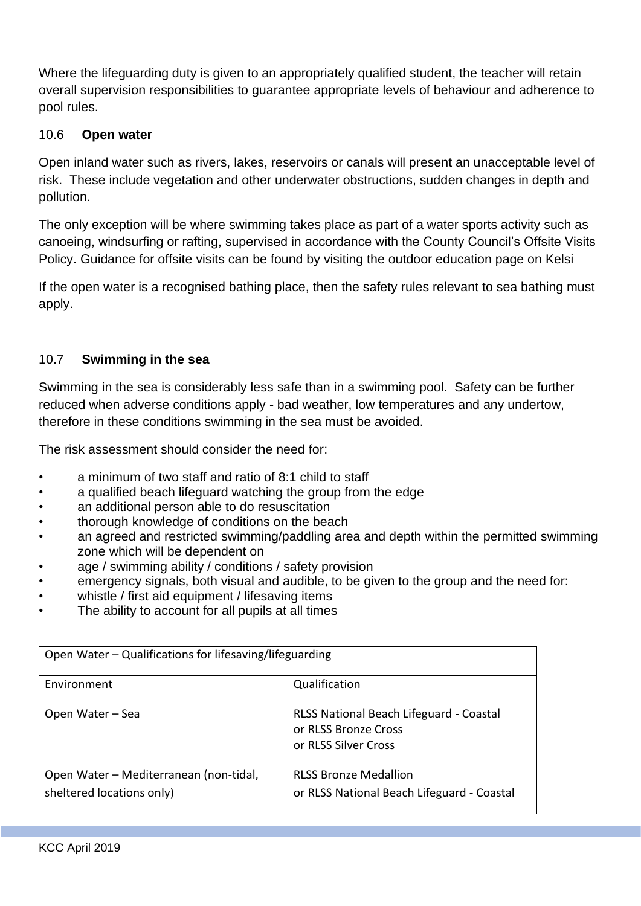Where the lifeguarding duty is given to an appropriately qualified student, the teacher will retain overall supervision responsibilities to guarantee appropriate levels of behaviour and adherence to pool rules.

### 10.6 **Open water**

Open inland water such as rivers, lakes, reservoirs or canals will present an unacceptable level of risk. These include vegetation and other underwater obstructions, sudden changes in depth and pollution.

The only exception will be where swimming takes place as part of a water sports activity such as canoeing, windsurfing or rafting, supervised in accordance with the County Council's Offsite Visits Policy. Guidance for offsite visits can be found by visiting the outdoor education page on Kelsi

If the open water is a recognised bathing place, then the safety rules relevant to sea bathing must apply.

### 10.7 **Swimming in the sea**

Swimming in the sea is considerably less safe than in a swimming pool. Safety can be further reduced when adverse conditions apply - bad weather, low temperatures and any undertow, therefore in these conditions swimming in the sea must be avoided.

The risk assessment should consider the need for:

- a minimum of two staff and ratio of 8:1 child to staff
- a qualified beach lifeguard watching the group from the edge
- an additional person able to do resuscitation
- thorough knowledge of conditions on the beach
- an agreed and restricted swimming/paddling area and depth within the permitted swimming zone which will be dependent on
- age / swimming ability / conditions / safety provision
- emergency signals, both visual and audible, to be given to the group and the need for:
- whistle / first aid equipment / lifesaving items
- The ability to account for all pupils at all times

| Open Water – Qualifications for lifesaving/lifeguarding | |
|---|---|
| Environment | Qualification |
| Open Water – Sea | RLSS National Beach Lifeguard - Coastal<br>or RLSS Bronze Cross<br>or RLSS Silver Cross |
| Open Water – Mediterranean (non-tidal, sheltered locations only) | RLSS Bronze Medallion<br>or RLSS National Beach Lifeguard - Coastal |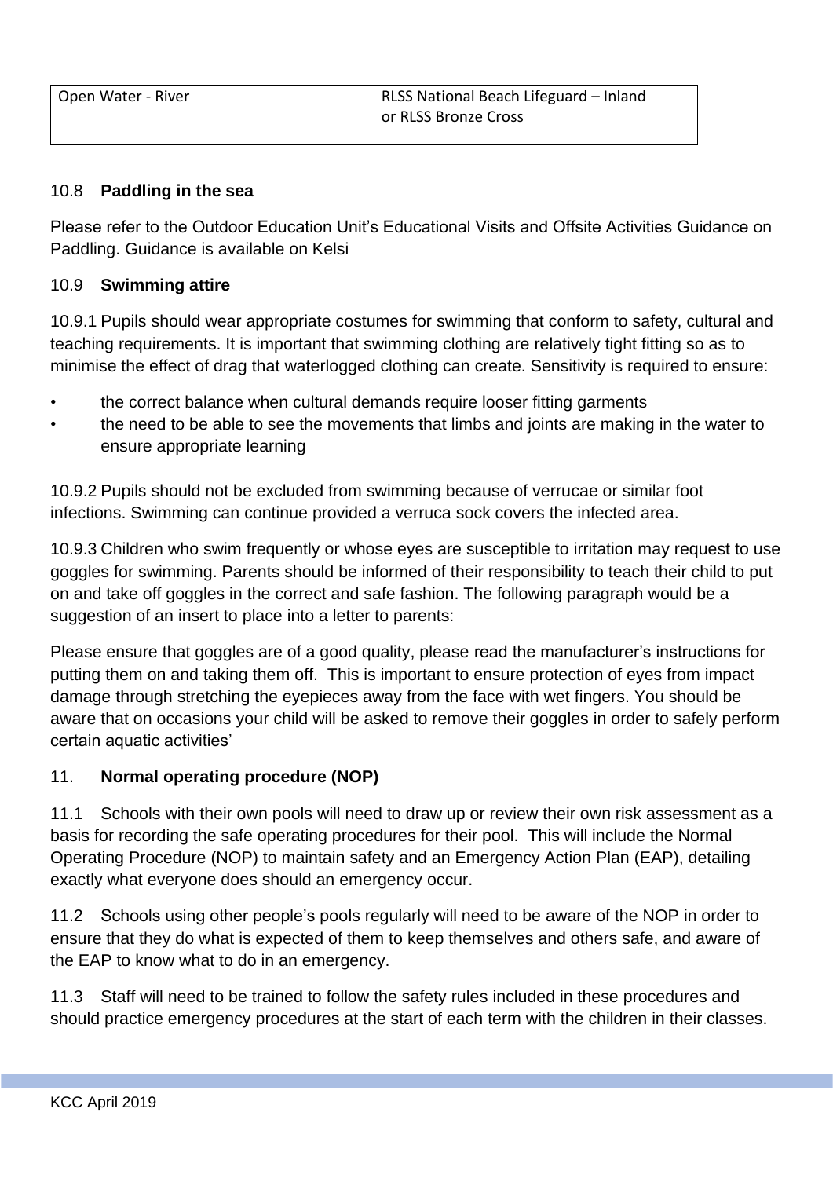| Open Water - River | RLSS National Beach Lifeguard – Inland or RLSS Bronze Cross |
|---|---|

### 10.8 **Paddling in the sea**

Please refer to the Outdoor Education Unit's Educational Visits and Offsite Activities Guidance on Paddling. Guidance is available on Kelsi

### 10.9 **Swimming attire**

10.9.1 Pupils should wear appropriate costumes for swimming that conform to safety, cultural and teaching requirements. It is important that swimming clothing are relatively tight fitting so as to minimise the effect of drag that waterlogged clothing can create. Sensitivity is required to ensure:

- the correct balance when cultural demands require looser fitting garments
- the need to be able to see the movements that limbs and joints are making in the water to ensure appropriate learning

10.9.2 Pupils should not be excluded from swimming because of verrucae or similar foot infections. Swimming can continue provided a verruca sock covers the infected area.

10.9.3 Children who swim frequently or whose eyes are susceptible to irritation may request to use goggles for swimming. Parents should be informed of their responsibility to teach their child to put on and take off goggles in the correct and safe fashion. The following paragraph would be a suggestion of an insert to place into a letter to parents:

Please ensure that goggles are of a good quality, please read the manufacturer's instructions for putting them on and taking them off. This is important to ensure protection of eyes from impact damage through stretching the eyepieces away from the face with wet fingers. You should be aware that on occasions your child will be asked to remove their goggles in order to safely perform certain aquatic activities'

## 11. **Normal operating procedure (NOP)**

11.1 Schools with their own pools will need to draw up or review their own risk assessment as a basis for recording the safe operating procedures for their pool. This will include the Normal Operating Procedure (NOP) to maintain safety and an Emergency Action Plan (EAP), detailing exactly what everyone does should an emergency occur.

11.2 Schools using other people's pools regularly will need to be aware of the NOP in order to ensure that they do what is expected of them to keep themselves and others safe, and aware of the EAP to know what to do in an emergency.

11.3 Staff will need to be trained to follow the safety rules included in these procedures and should practice emergency procedures at the start of each term with the children in their classes.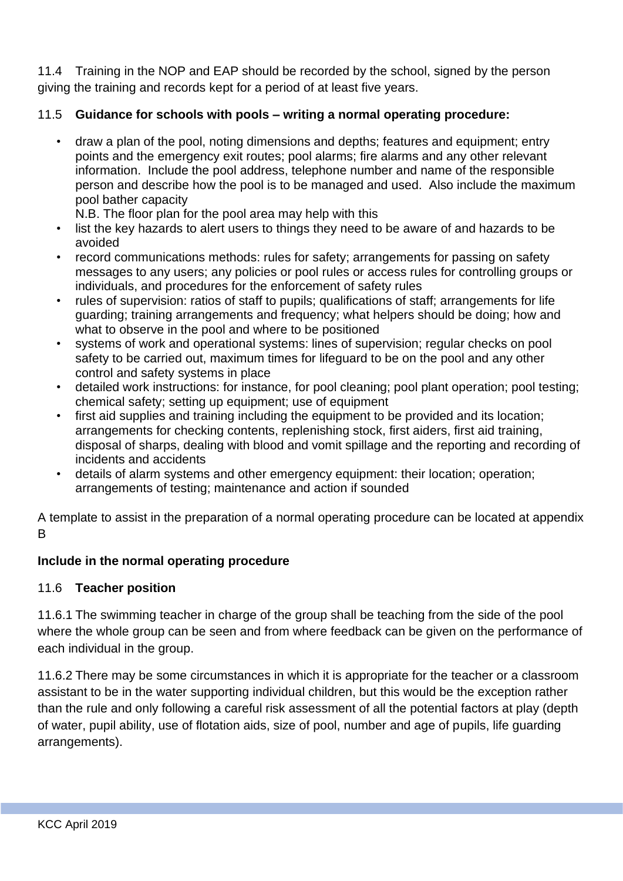11.4 Training in the NOP and EAP should be recorded by the school, signed by the person giving the training and records kept for a period of at least five years.

### 11.5 **Guidance for schools with pools – writing a normal operating procedure:**

- draw a plan of the pool, noting dimensions and depths; features and equipment; entry points and the emergency exit routes; pool alarms; fire alarms and any other relevant information. Include the pool address, telephone number and name of the responsible person and describe how the pool is to be managed and used. Also include the maximum pool bather capacity
  N.B. The floor plan for the pool area may help with this
- list the key hazards to alert users to things they need to be aware of and hazards to be avoided
- record communications methods: rules for safety; arrangements for passing on safety messages to any users; any policies or pool rules or access rules for controlling groups or individuals, and procedures for the enforcement of safety rules
- rules of supervision: ratios of staff to pupils; qualifications of staff; arrangements for life guarding; training arrangements and frequency; what helpers should be doing; how and what to observe in the pool and where to be positioned
- systems of work and operational systems: lines of supervision; regular checks on pool safety to be carried out, maximum times for lifeguard to be on the pool and any other control and safety systems in place
- detailed work instructions: for instance, for pool cleaning; pool plant operation; pool testing; chemical safety; setting up equipment; use of equipment
- first aid supplies and training including the equipment to be provided and its location; arrangements for checking contents, replenishing stock, first aiders, first aid training, disposal of sharps, dealing with blood and vomit spillage and the reporting and recording of incidents and accidents
- details of alarm systems and other emergency equipment: their location; operation; arrangements of testing; maintenance and action if sounded

A template to assist in the preparation of a normal operating procedure can be located at appendix B

**Include in the normal operating procedure**

### 11.6 **Teacher position**

11.6.1 The swimming teacher in charge of the group shall be teaching from the side of the pool where the whole group can be seen and from where feedback can be given on the performance of each individual in the group.

11.6.2 There may be some circumstances in which it is appropriate for the teacher or a classroom assistant to be in the water supporting individual children, but this would be the exception rather than the rule and only following a careful risk assessment of all the potential factors at play (depth of water, pupil ability, use of flotation aids, size of pool, number and age of pupils, life guarding arrangements).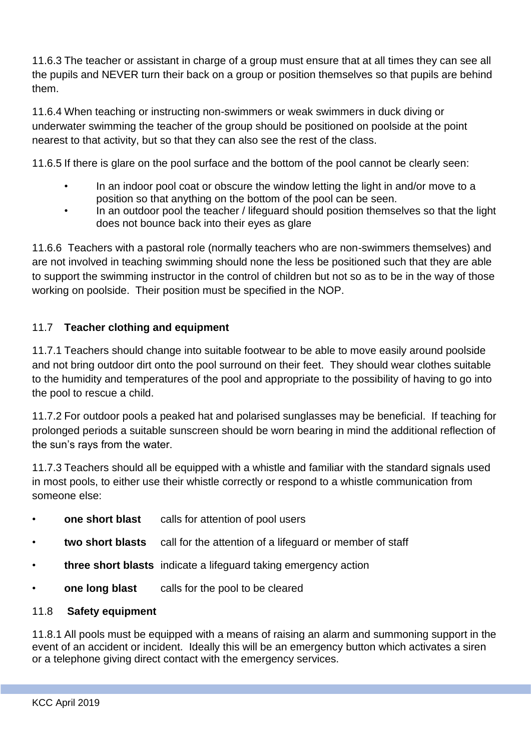11.6.3 The teacher or assistant in charge of a group must ensure that at all times they can see all the pupils and NEVER turn their back on a group or position themselves so that pupils are behind them.

11.6.4 When teaching or instructing non-swimmers or weak swimmers in duck diving or underwater swimming the teacher of the group should be positioned on poolside at the point nearest to that activity, but so that they can also see the rest of the class.

11.6.5 If there is glare on the pool surface and the bottom of the pool cannot be clearly seen:

- In an indoor pool coat or obscure the window letting the light in and/or move to a position so that anything on the bottom of the pool can be seen.
- In an outdoor pool the teacher / lifeguard should position themselves so that the light does not bounce back into their eyes as glare

11.6.6 Teachers with a pastoral role (normally teachers who are non-swimmers themselves) and are not involved in teaching swimming should none the less be positioned such that they are able to support the swimming instructor in the control of children but not so as to be in the way of those working on poolside. Their position must be specified in the NOP.

### 11.7 **Teacher clothing and equipment**

11.7.1 Teachers should change into suitable footwear to be able to move easily around poolside and not bring outdoor dirt onto the pool surround on their feet. They should wear clothes suitable to the humidity and temperatures of the pool and appropriate to the possibility of having to go into the pool to rescue a child.

11.7.2 For outdoor pools a peaked hat and polarised sunglasses may be beneficial. If teaching for prolonged periods a suitable sunscreen should be worn bearing in mind the additional reflection of the sun's rays from the water.

11.7.3 Teachers should all be equipped with a whistle and familiar with the standard signals used in most pools, to either use their whistle correctly or respond to a whistle communication from someone else:

- **one short blast** calls for attention of pool users
- **two short blasts** call for the attention of a lifeguard or member of staff
- **three short blasts** indicate a lifeguard taking emergency action
- **one long blast** calls for the pool to be cleared

### 11.8 **Safety equipment**

11.8.1 All pools must be equipped with a means of raising an alarm and summoning support in the event of an accident or incident. Ideally this will be an emergency button which activates a siren or a telephone giving direct contact with the emergency services.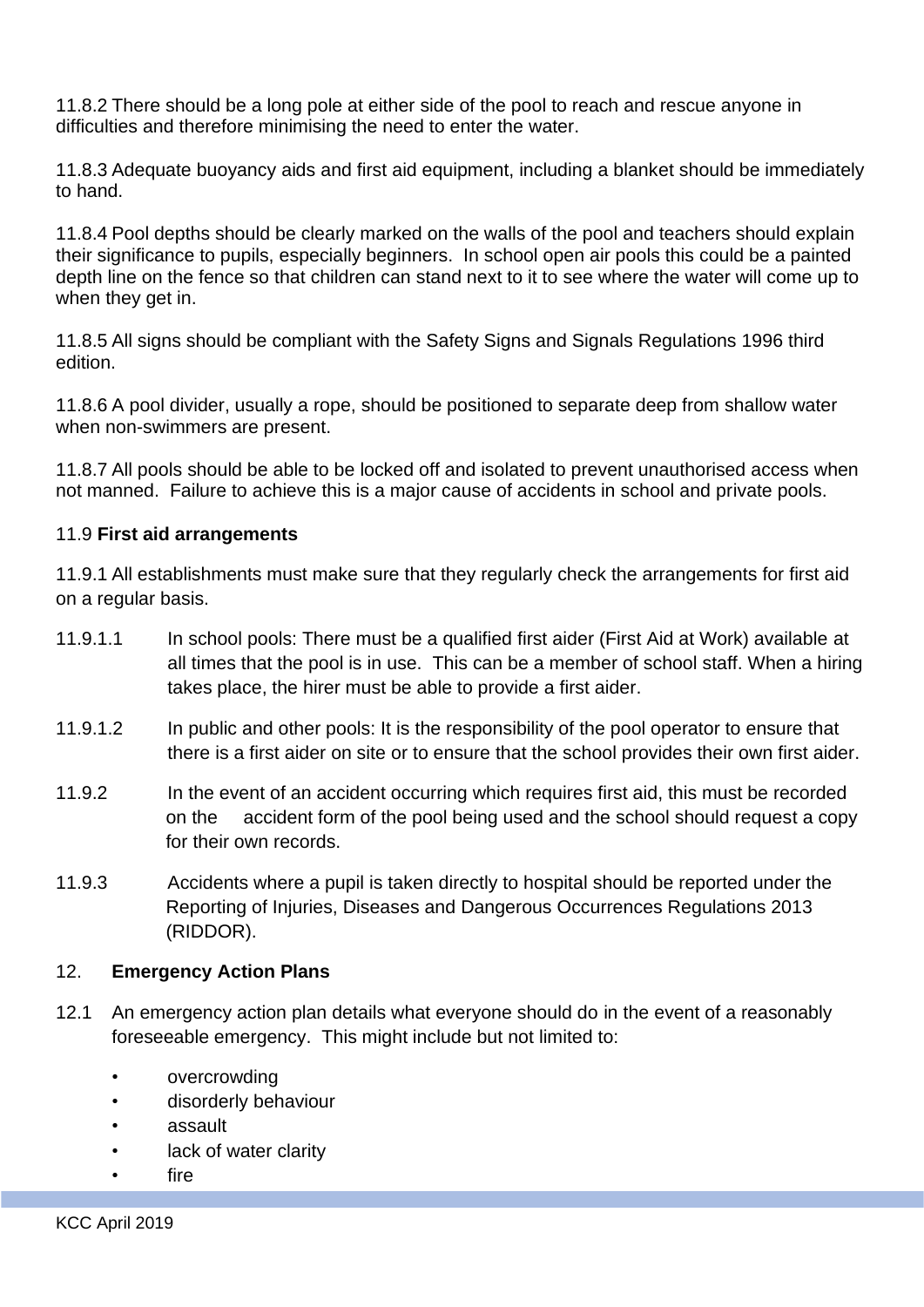11.8.2 There should be a long pole at either side of the pool to reach and rescue anyone in difficulties and therefore minimising the need to enter the water.

11.8.3 Adequate buoyancy aids and first aid equipment, including a blanket should be immediately to hand.

11.8.4 Pool depths should be clearly marked on the walls of the pool and teachers should explain their significance to pupils, especially beginners. In school open air pools this could be a painted depth line on the fence so that children can stand next to it to see where the water will come up to when they get in.

11.8.5 All signs should be compliant with the Safety Signs and Signals Regulations 1996 third edition.

11.8.6 A pool divider, usually a rope, should be positioned to separate deep from shallow water when non-swimmers are present.

11.8.7 All pools should be able to be locked off and isolated to prevent unauthorised access when not manned. Failure to achieve this is a major cause of accidents in school and private pools.

11.9 **First aid arrangements**

11.9.1 All establishments must make sure that they regularly check the arrangements for first aid on a regular basis.

11.9.1.1 In school pools: There must be a qualified first aider (First Aid at Work) available at all times that the pool is in use. This can be a member of school staff. When a hiring takes place, the hirer must be able to provide a first aider.

11.9.1.2 In public and other pools: It is the responsibility of the pool operator to ensure that there is a first aider on site or to ensure that the school provides their own first aider.

11.9.2 In the event of an accident occurring which requires first aid, this must be recorded on the accident form of the pool being used and the school should request a copy for their own records.

11.9.3 Accidents where a pupil is taken directly to hospital should be reported under the Reporting of Injuries, Diseases and Dangerous Occurrences Regulations 2013 (RIDDOR).

## 12. **Emergency Action Plans**

12.1 An emergency action plan details what everyone should do in the event of a reasonably foreseeable emergency. This might include but not limited to:

- overcrowding
- disorderly behaviour
- assault
- lack of water clarity
- fire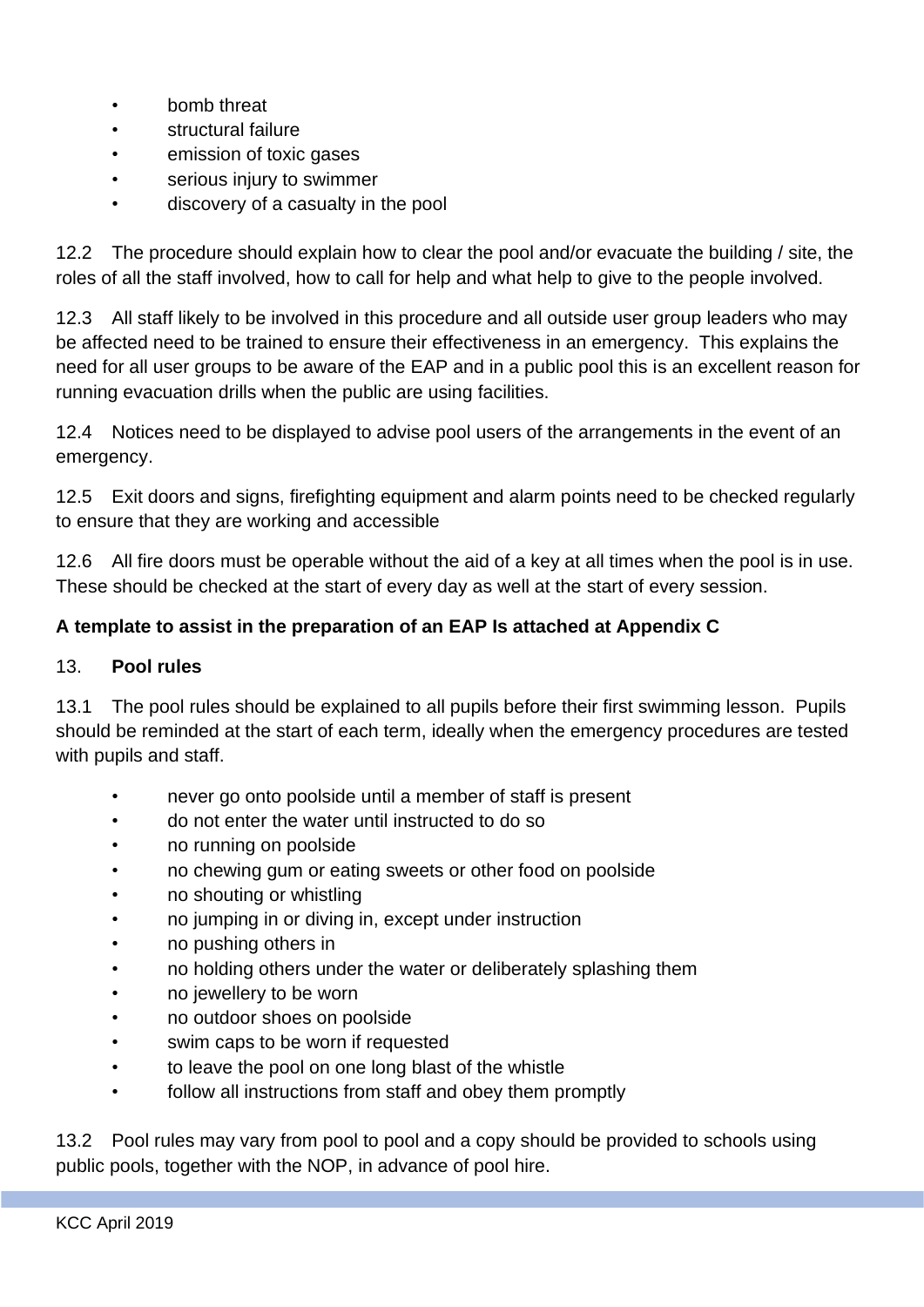- bomb threat
- structural failure
- emission of toxic gases
- serious injury to swimmer
- discovery of a casualty in the pool

12.2 The procedure should explain how to clear the pool and/or evacuate the building / site, the roles of all the staff involved, how to call for help and what help to give to the people involved.

12.3 All staff likely to be involved in this procedure and all outside user group leaders who may be affected need to be trained to ensure their effectiveness in an emergency. This explains the need for all user groups to be aware of the EAP and in a public pool this is an excellent reason for running evacuation drills when the public are using facilities.

12.4 Notices need to be displayed to advise pool users of the arrangements in the event of an emergency.

12.5 Exit doors and signs, firefighting equipment and alarm points need to be checked regularly to ensure that they are working and accessible

12.6 All fire doors must be operable without the aid of a key at all times when the pool is in use. These should be checked at the start of every day as well at the start of every session.

**A template to assist in the preparation of an EAP Is attached at Appendix C**

## 13. Pool rules

13.1 The pool rules should be explained to all pupils before their first swimming lesson. Pupils should be reminded at the start of each term, ideally when the emergency procedures are tested with pupils and staff.

- never go onto poolside until a member of staff is present
- do not enter the water until instructed to do so
- no running on poolside
- no chewing gum or eating sweets or other food on poolside
- no shouting or whistling
- no jumping in or diving in, except under instruction
- no pushing others in
- no holding others under the water or deliberately splashing them
- no jewellery to be worn
- no outdoor shoes on poolside
- swim caps to be worn if requested
- to leave the pool on one long blast of the whistle
- follow all instructions from staff and obey them promptly

13.2 Pool rules may vary from pool to pool and a copy should be provided to schools using public pools, together with the NOP, in advance of pool hire.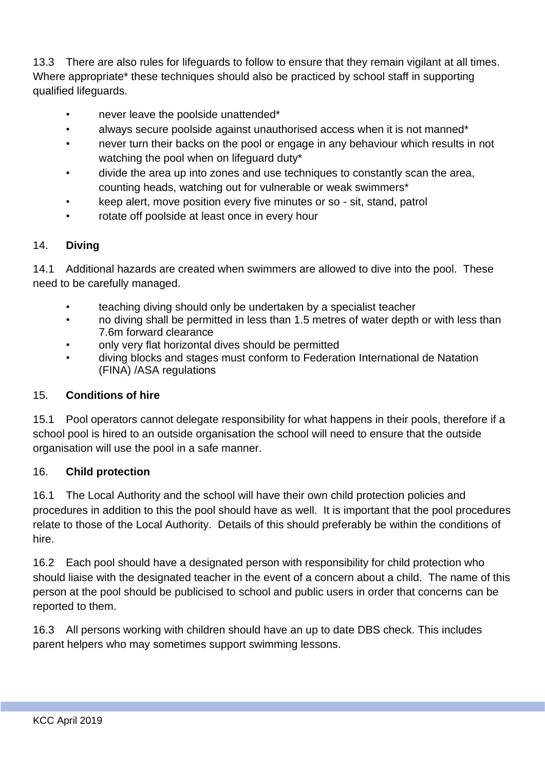13.3 There are also rules for lifeguards to follow to ensure that they remain vigilant at all times. Where appropriate* these techniques should also be practiced by school staff in supporting qualified lifeguards.

- never leave the poolside unattended*
- always secure poolside against unauthorised access when it is not manned*
- never turn their backs on the pool or engage in any behaviour which results in not watching the pool when on lifeguard duty*
- divide the area up into zones and use techniques to constantly scan the area, counting heads, watching out for vulnerable or weak swimmers*
- keep alert, move position every five minutes or so - sit, stand, patrol
- rotate off poolside at least once in every hour

## 14. Diving

14.1 Additional hazards are created when swimmers are allowed to dive into the pool. These need to be carefully managed.

- teaching diving should only be undertaken by a specialist teacher
- no diving shall be permitted in less than 1.5 metres of water depth or with less than 7.6m forward clearance
- only very flat horizontal dives should be permitted
- diving blocks and stages must conform to Federation International de Natation (FINA) /ASA regulations

## 15. Conditions of hire

15.1 Pool operators cannot delegate responsibility for what happens in their pools, therefore if a school pool is hired to an outside organisation the school will need to ensure that the outside organisation will use the pool in a safe manner.

## 16. Child protection

16.1 The Local Authority and the school will have their own child protection policies and procedures in addition to this the pool should have as well. It is important that the pool procedures relate to those of the Local Authority. Details of this should preferably be within the conditions of hire.

16.2 Each pool should have a designated person with responsibility for child protection who should liaise with the designated teacher in the event of a concern about a child. The name of this person at the pool should be publicised to school and public users in order that concerns can be reported to them.

16.3 All persons working with children should have an up to date DBS check. This includes parent helpers who may sometimes support swimming lessons.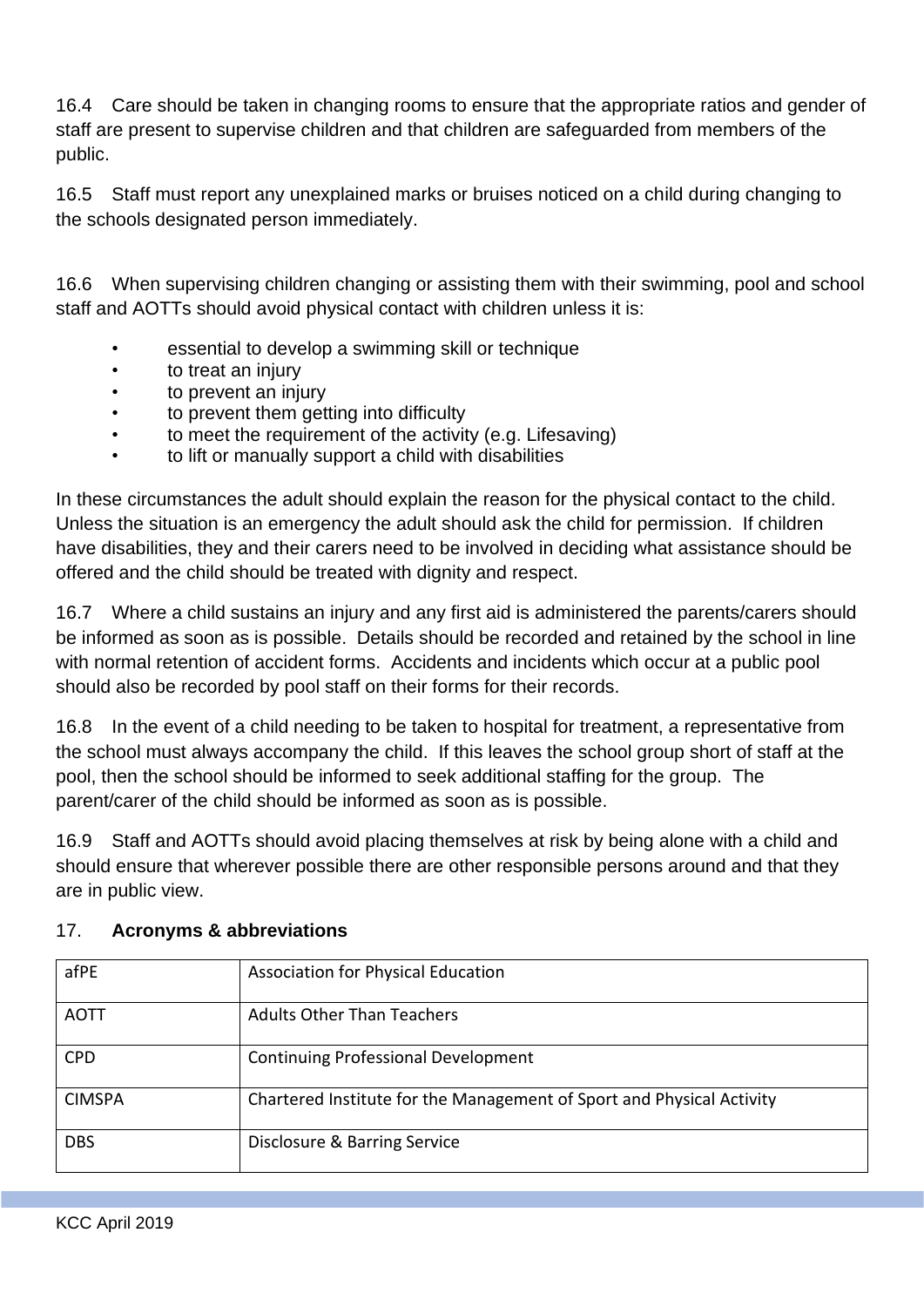16.4 Care should be taken in changing rooms to ensure that the appropriate ratios and gender of staff are present to supervise children and that children are safeguarded from members of the public.

16.5 Staff must report any unexplained marks or bruises noticed on a child during changing to the schools designated person immediately.

16.6 When supervising children changing or assisting them with their swimming, pool and school staff and AOTTs should avoid physical contact with children unless it is:

- essential to develop a swimming skill or technique
- to treat an injury
- to prevent an injury
- to prevent them getting into difficulty
- to meet the requirement of the activity (e.g. Lifesaving)
- to lift or manually support a child with disabilities

In these circumstances the adult should explain the reason for the physical contact to the child. Unless the situation is an emergency the adult should ask the child for permission. If children have disabilities, they and their carers need to be involved in deciding what assistance should be offered and the child should be treated with dignity and respect.

16.7 Where a child sustains an injury and any first aid is administered the parents/carers should be informed as soon as is possible. Details should be recorded and retained by the school in line with normal retention of accident forms. Accidents and incidents which occur at a public pool should also be recorded by pool staff on their forms for their records.

16.8 In the event of a child needing to be taken to hospital for treatment, a representative from the school must always accompany the child. If this leaves the school group short of staff at the pool, then the school should be informed to seek additional staffing for the group. The parent/carer of the child should be informed as soon as is possible.

16.9 Staff and AOTTs should avoid placing themselves at risk by being alone with a child and should ensure that wherever possible there are other responsible persons around and that they are in public view.

## 17. Acronyms & abbreviations

| | |
|---|---|
| afPE | Association for Physical Education |
| AOTT | Adults Other Than Teachers |
| CPD | Continuing Professional Development |
| CIMSPA | Chartered Institute for the Management of Sport and Physical Activity |
| DBS | Disclosure & Barring Service |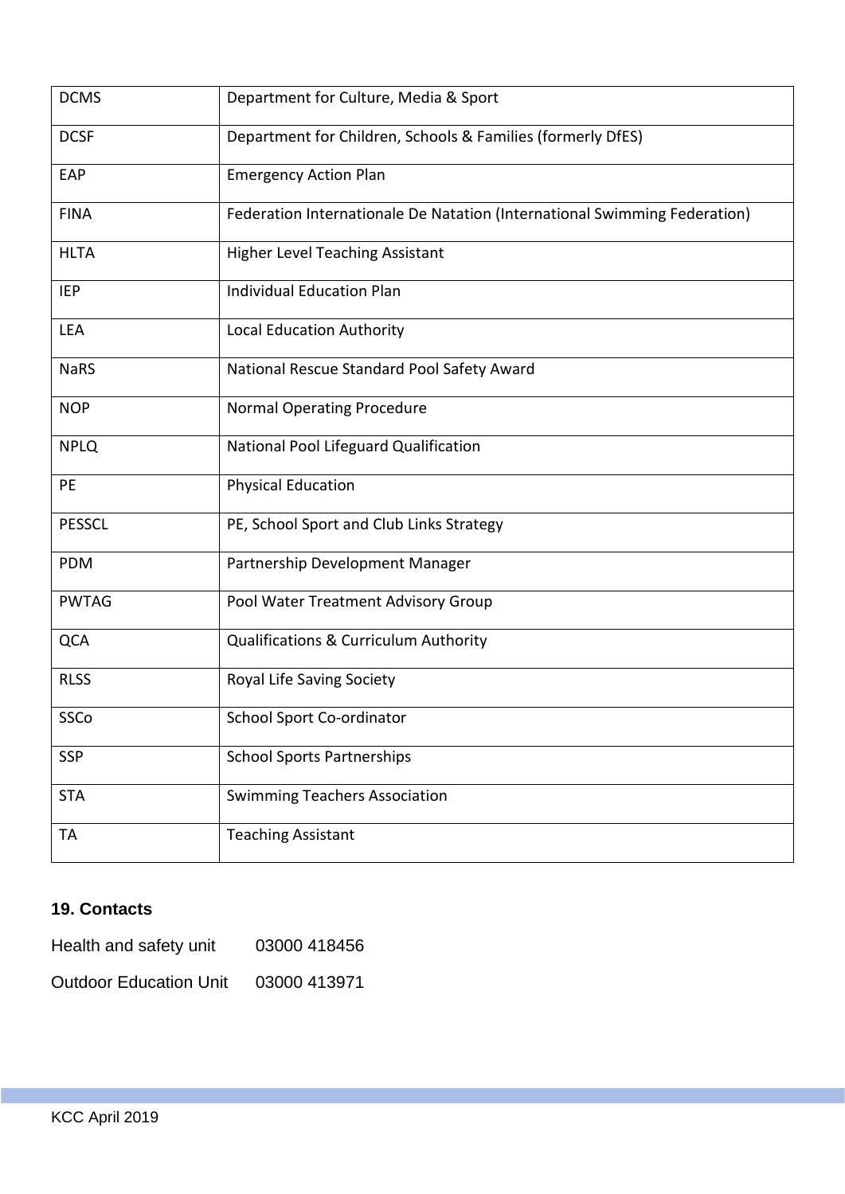| DCMS | Department for Culture, Media & Sport |
|---|---|
| DCSF | Department for Children, Schools & Families (formerly DfES) |
| EAP | Emergency Action Plan |
| FINA | Federation Internationale De Natation (International Swimming Federation) |
| HLTA | Higher Level Teaching Assistant |
| IEP | Individual Education Plan |
| LEA | Local Education Authority |
| NaRS | National Rescue Standard Pool Safety Award |
| NOP | Normal Operating Procedure |
| NPLQ | National Pool Lifeguard Qualification |
| PE | Physical Education |
| PESSCL | PE, School Sport and Club Links Strategy |
| PDM | Partnership Development Manager |
| PWTAG | Pool Water Treatment Advisory Group |
| QCA | Qualifications & Curriculum Authority |
| RLSS | Royal Life Saving Society |
| SSCo | School Sport Co-ordinator |
| SSP | School Sports Partnerships |
| STA | Swimming Teachers Association |
| TA | Teaching Assistant |

## 19. Contacts

Health and safety unit 03000 418456

Outdoor Education Unit 03000 413971

KCC April 2019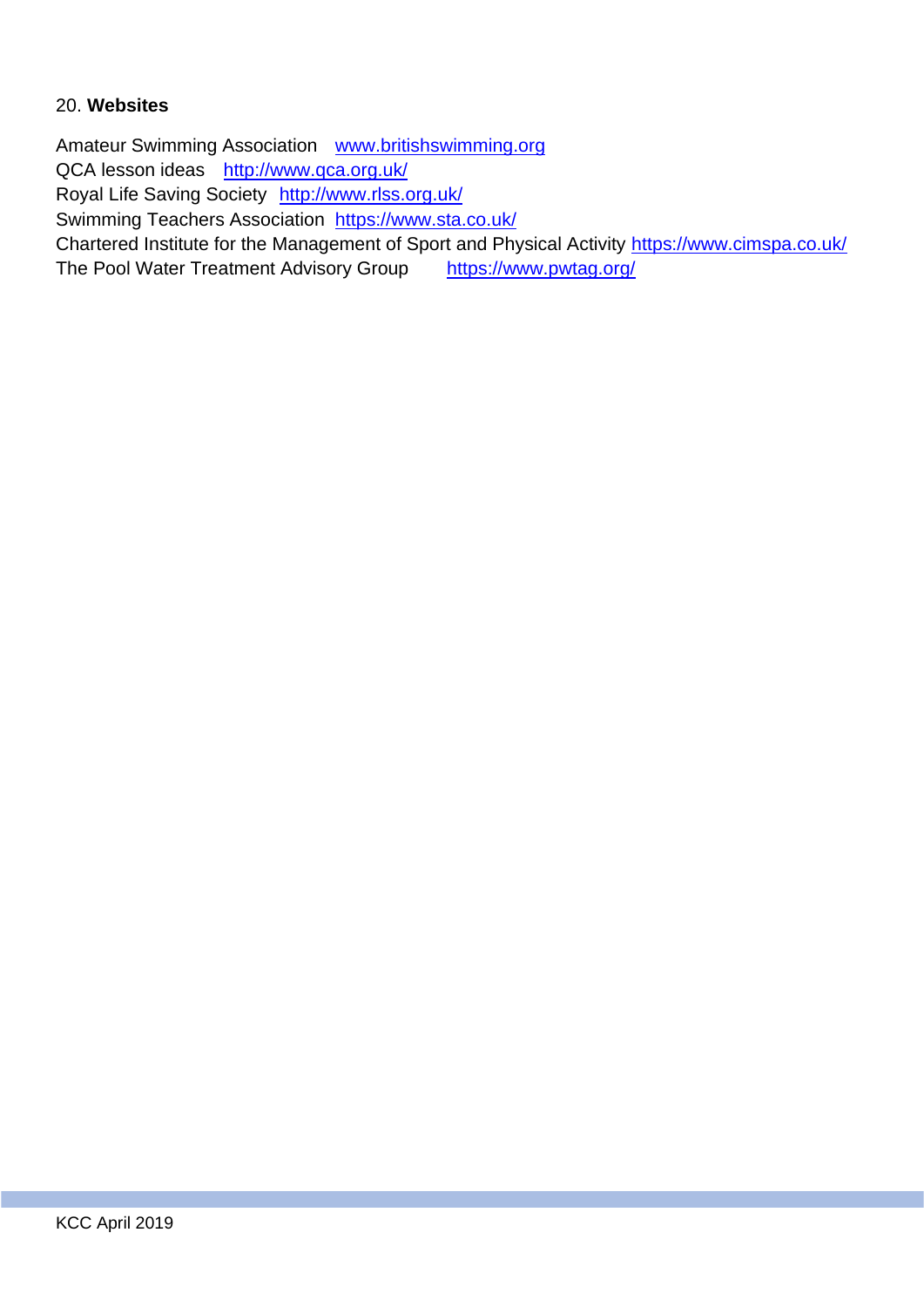## 20. **Websites**

Amateur Swimming Association  www.britishswimming.org
QCA lesson ideas  http://www.qca.org.uk/
Royal Life Saving Society  http://www.rlss.org.uk/
Swimming Teachers Association  https://www.sta.co.uk/
Chartered Institute for the Management of Sport and Physical Activity https://www.cimspa.co.uk/
The Pool Water Treatment Advisory Group  https://www.pwtag.org/